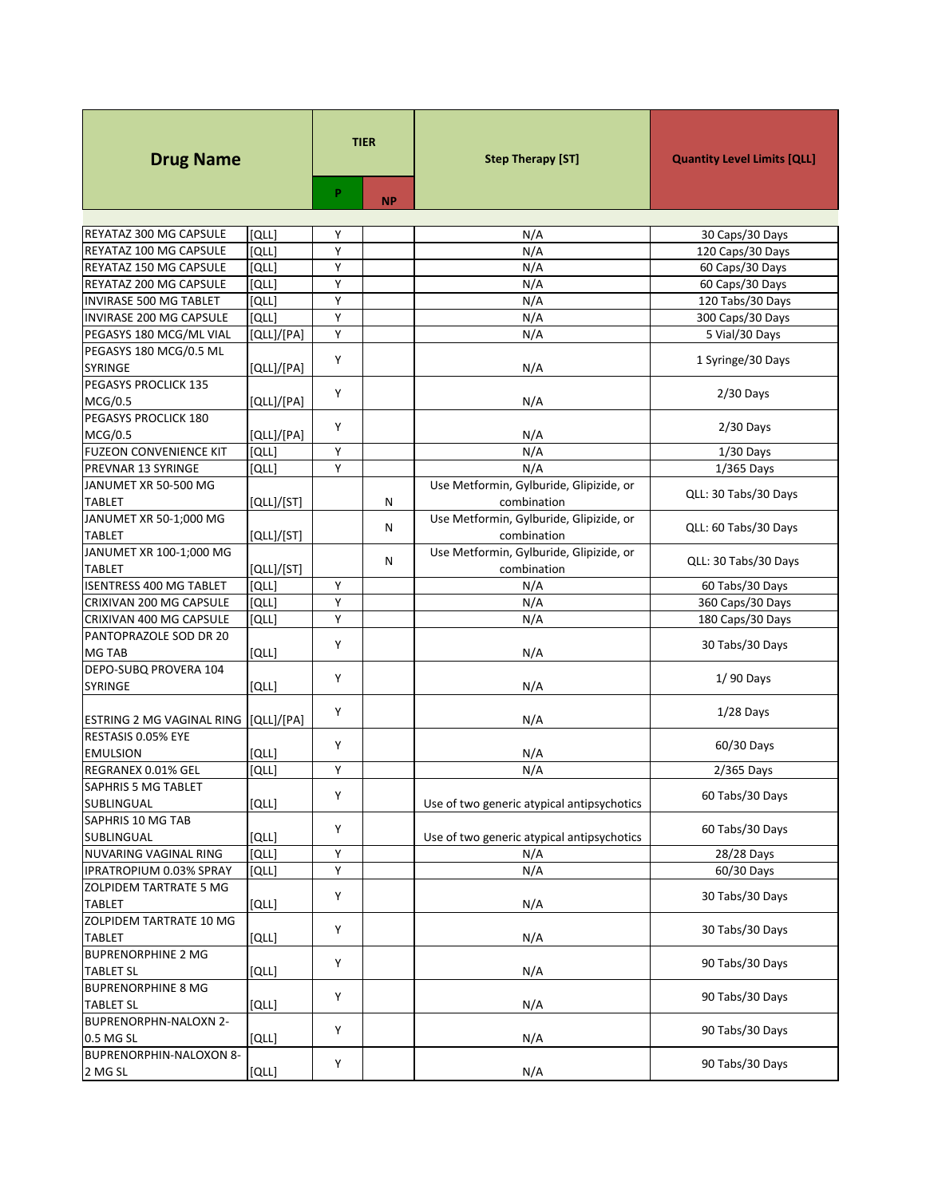| Drug Name | | TIER | | Step Therapy [ST] | Quantity Level Limits [QLL] |
|---|---|---|---|---|---|
| | | P | NP | | |
| REYATAZ 300 MG CAPSULE | [QLL] | Y | | N/A | 30 Caps/30 Days |
| REYATAZ 100 MG CAPSULE | [QLL] | Y | | N/A | 120 Caps/30 Days |
| REYATAZ 150 MG CAPSULE | [QLL] | Y | | N/A | 60 Caps/30 Days |
| REYATAZ 200 MG CAPSULE | [QLL] | Y | | N/A | 60 Caps/30 Days |
| INVIRASE 500 MG TABLET | [QLL] | Y | | N/A | 120 Tabs/30 Days |
| INVIRASE 200 MG CAPSULE | [QLL] | Y | | N/A | 300 Caps/30 Days |
| PEGASYS 180 MCG/ML VIAL | [QLL]/[PA] | Y | | N/A | 5 Vial/30 Days |
| PEGASYS 180 MCG/0.5 ML SYRINGE | [QLL]/[PA] | Y | | N/A | 1 Syringe/30 Days |
| PEGASYS PROCLICK 135 MCG/0.5 | [QLL]/[PA] | Y | | N/A | 2/30 Days |
| PEGASYS PROCLICK 180 MCG/0.5 | [QLL]/[PA] | Y | | N/A | 2/30 Days |
| FUZEON CONVENIENCE KIT | [QLL] | Y | | N/A | 1/30 Days |
| PREVNAR 13 SYRINGE | [QLL] | Y | | N/A | 1/365 Days |
| JANUMET XR 50-500 MG TABLET | [QLL]/[ST] | | N | Use Metformin, Gylburide, Glipizide, or combination | QLL: 30 Tabs/30 Days |
| JANUMET XR 50-1;000 MG TABLET | [QLL]/[ST] | | N | Use Metformin, Gylburide, Glipizide, or combination | QLL: 60 Tabs/30 Days |
| JANUMET XR 100-1;000 MG TABLET | [QLL]/[ST] | | N | Use Metformin, Gylburide, Glipizide, or combination | QLL: 30 Tabs/30 Days |
| ISENTRESS 400 MG TABLET | [QLL] | Y | | N/A | 60 Tabs/30 Days |
| CRIXIVAN 200 MG CAPSULE | [QLL] | Y | | N/A | 360 Caps/30 Days |
| CRIXIVAN 400 MG CAPSULE | [QLL] | Y | | N/A | 180 Caps/30 Days |
| PANTOPRAZOLE SOD DR 20 MG TAB | [QLL] | Y | | N/A | 30 Tabs/30 Days |
| DEPO-SUBQ PROVERA 104 SYRINGE | [QLL] | Y | | N/A | 1/ 90 Days |
| ESTRING 2 MG VAGINAL RING | [QLL]/[PA] | Y | | N/A | 1/28 Days |
| RESTASIS 0.05% EYE EMULSION | [QLL] | Y | | N/A | 60/30 Days |
| REGRANEX 0.01% GEL | [QLL] | Y | | N/A | 2/365 Days |
| SAPHRIS 5 MG TABLET SUBLINGUAL | [QLL] | Y | | Use of two generic atypical antipsychotics | 60 Tabs/30 Days |
| SAPHRIS 10 MG TAB SUBLINGUAL | [QLL] | Y | | Use of two generic atypical antipsychotics | 60 Tabs/30 Days |
| NUVARING VAGINAL RING | [QLL] | Y | | N/A | 28/28 Days |
| IPRATROPIUM 0.03% SPRAY | [QLL] | Y | | N/A | 60/30 Days |
| ZOLPIDEM TARTRATE 5 MG TABLET | [QLL] | Y | | N/A | 30 Tabs/30 Days |
| ZOLPIDEM TARTRATE 10 MG TABLET | [QLL] | Y | | N/A | 30 Tabs/30 Days |
| BUPRENORPHINE 2 MG TABLET SL | [QLL] | Y | | N/A | 90 Tabs/30 Days |
| BUPRENORPHINE 8 MG TABLET SL | [QLL] | Y | | N/A | 90 Tabs/30 Days |
| BUPRENORPHN-NALOXN 2-0.5 MG SL | [QLL] | Y | | N/A | 90 Tabs/30 Days |
| BUPRENORPHIN-NALOXON 8-2 MG SL | [QLL] | Y | | N/A | 90 Tabs/30 Days |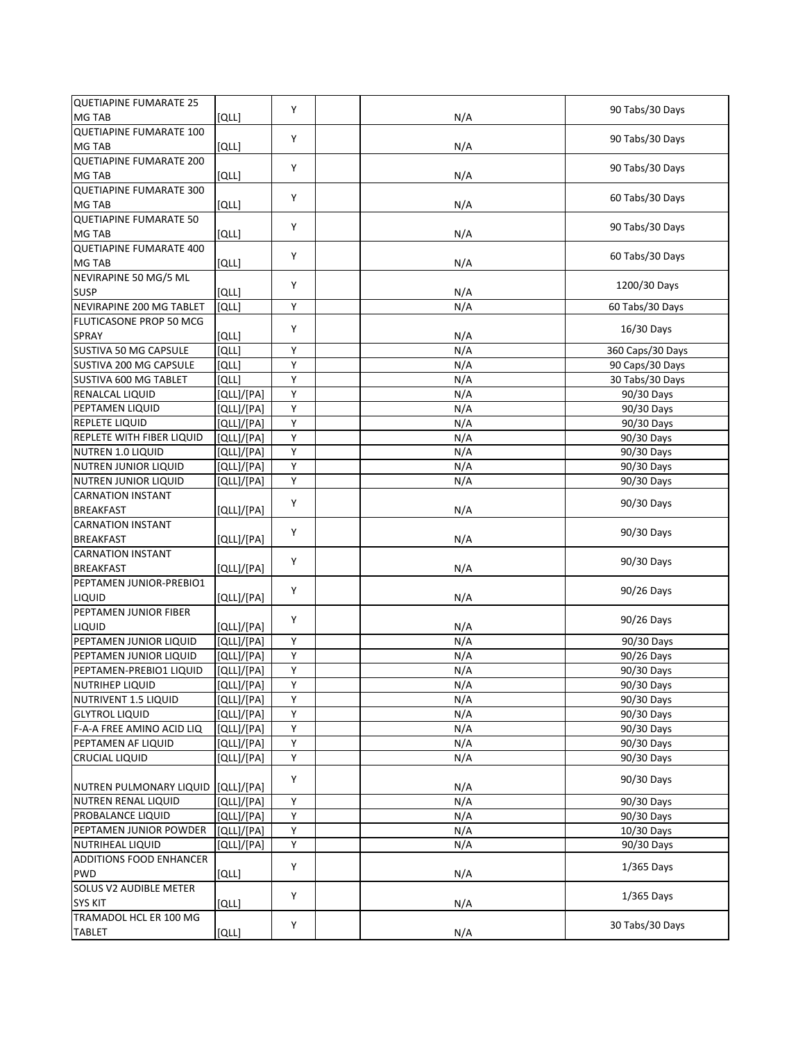| | | | | | |
|---|---|---|---|---|---|
| QUETIAPINE FUMARATE 25 MG TAB | [QLL] | Y | | N/A | 90 Tabs/30 Days |
| QUETIAPINE FUMARATE 100 MG TAB | [QLL] | Y | | N/A | 90 Tabs/30 Days |
| QUETIAPINE FUMARATE 200 MG TAB | [QLL] | Y | | N/A | 90 Tabs/30 Days |
| QUETIAPINE FUMARATE 300 MG TAB | [QLL] | Y | | N/A | 60 Tabs/30 Days |
| QUETIAPINE FUMARATE 50 MG TAB | [QLL] | Y | | N/A | 90 Tabs/30 Days |
| QUETIAPINE FUMARATE 400 MG TAB | [QLL] | Y | | N/A | 60 Tabs/30 Days |
| NEVIRAPINE 50 MG/5 ML SUSP | [QLL] | Y | | N/A | 1200/30 Days |
| NEVIRAPINE 200 MG TABLET | [QLL] | Y | | N/A | 60 Tabs/30 Days |
| FLUTICASONE PROP 50 MCG SPRAY | [QLL] | Y | | N/A | 16/30 Days |
| SUSTIVA 50 MG CAPSULE | [QLL] | Y | | N/A | 360 Caps/30 Days |
| SUSTIVA 200 MG CAPSULE | [QLL] | Y | | N/A | 90 Caps/30 Days |
| SUSTIVA 600 MG TABLET | [QLL] | Y | | N/A | 30 Tabs/30 Days |
| RENALCAL LIQUID | [QLL]/[PA] | Y | | N/A | 90/30 Days |
| PEPTAMEN LIQUID | [QLL]/[PA] | Y | | N/A | 90/30 Days |
| REPLETE LIQUID | [QLL]/[PA] | Y | | N/A | 90/30 Days |
| REPLETE WITH FIBER LIQUID | [QLL]/[PA] | Y | | N/A | 90/30 Days |
| NUTREN 1.0 LIQUID | [QLL]/[PA] | Y | | N/A | 90/30 Days |
| NUTREN JUNIOR LIQUID | [QLL]/[PA] | Y | | N/A | 90/30 Days |
| NUTREN JUNIOR LIQUID | [QLL]/[PA] | Y | | N/A | 90/30 Days |
| CARNATION INSTANT BREAKFAST | [QLL]/[PA] | Y | | N/A | 90/30 Days |
| CARNATION INSTANT BREAKFAST | [QLL]/[PA] | Y | | N/A | 90/30 Days |
| CARNATION INSTANT BREAKFAST | [QLL]/[PA] | Y | | N/A | 90/30 Days |
| PEPTAMEN JUNIOR-PREBIO1 LIQUID | [QLL]/[PA] | Y | | N/A | 90/26 Days |
| PEPTAMEN JUNIOR FIBER LIQUID | [QLL]/[PA] | Y | | N/A | 90/26 Days |
| PEPTAMEN JUNIOR LIQUID | [QLL]/[PA] | Y | | N/A | 90/30 Days |
| PEPTAMEN JUNIOR LIQUID | [QLL]/[PA] | Y | | N/A | 90/26 Days |
| PEPTAMEN-PREBIO1 LIQUID | [QLL]/[PA] | Y | | N/A | 90/30 Days |
| NUTRIHEP LIQUID | [QLL]/[PA] | Y | | N/A | 90/30 Days |
| NUTRIVENT 1.5 LIQUID | [QLL]/[PA] | Y | | N/A | 90/30 Days |
| GLYTROL LIQUID | [QLL]/[PA] | Y | | N/A | 90/30 Days |
| F-A-A FREE AMINO ACID LIQ | [QLL]/[PA] | Y | | N/A | 90/30 Days |
| PEPTAMEN AF LIQUID | [QLL]/[PA] | Y | | N/A | 90/30 Days |
| CRUCIAL LIQUID | [QLL]/[PA] | Y | | N/A | 90/30 Days |
| NUTREN PULMONARY LIQUID | [QLL]/[PA] | Y | | N/A | 90/30 Days |
| NUTREN RENAL LIQUID | [QLL]/[PA] | Y | | N/A | 90/30 Days |
| PROBALANCE LIQUID | [QLL]/[PA] | Y | | N/A | 90/30 Days |
| PEPTAMEN JUNIOR POWDER | [QLL]/[PA] | Y | | N/A | 10/30 Days |
| NUTRIHEAL LIQUID | [QLL]/[PA] | Y | | N/A | 90/30 Days |
| ADDITIONS FOOD ENHANCER PWD | [QLL] | Y | | N/A | 1/365 Days |
| SOLUS V2 AUDIBLE METER SYS KIT | [QLL] | Y | | N/A | 1/365 Days |
| TRAMADOL HCL ER 100 MG TABLET | [QLL] | Y | | N/A | 30 Tabs/30 Days |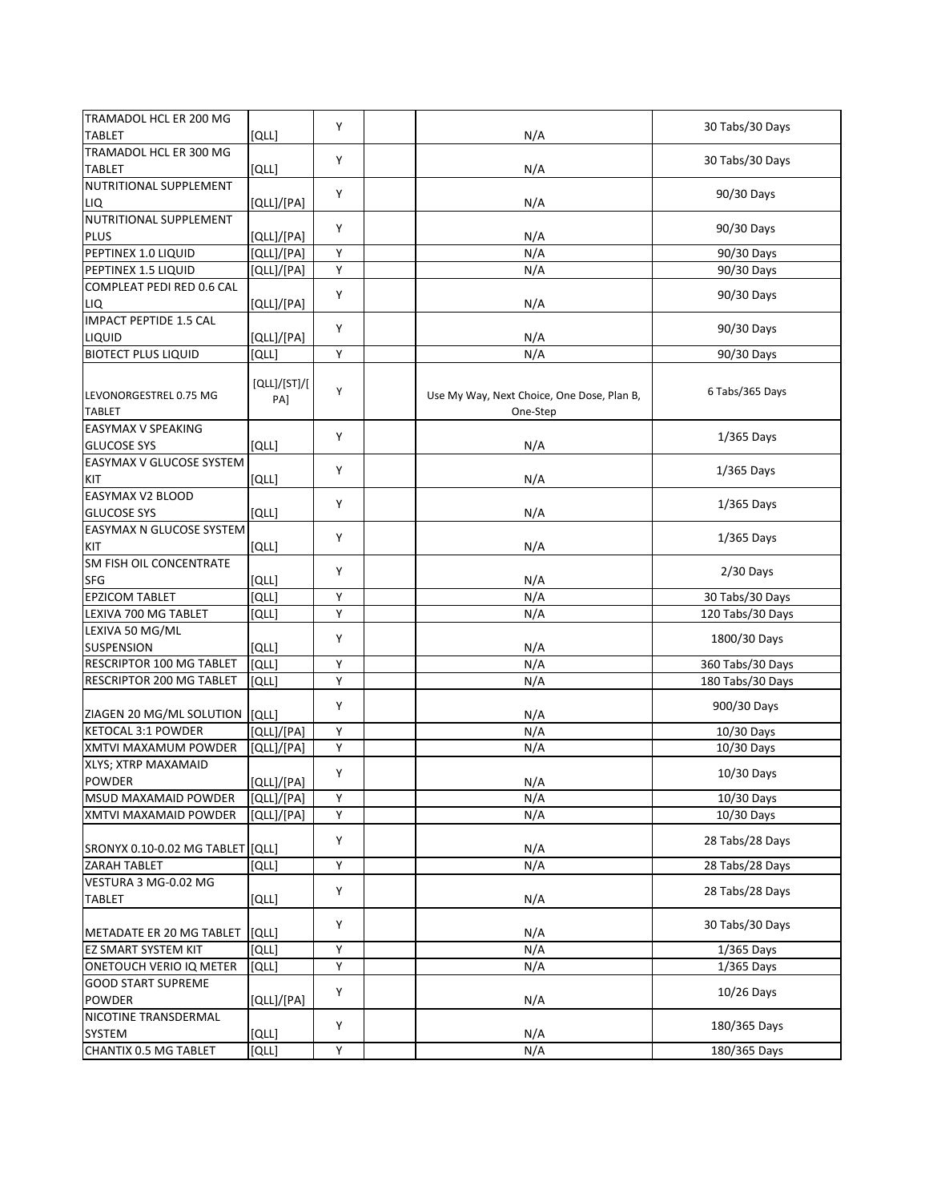| | | | | | |
|---|---|---|---|---|---|
| TRAMADOL HCL ER 200 MG TABLET | [QLL] | Y | | N/A | 30 Tabs/30 Days |
| TRAMADOL HCL ER 300 MG TABLET | [QLL] | Y | | N/A | 30 Tabs/30 Days |
| NUTRITIONAL SUPPLEMENT LIQ | [QLL]/[PA] | Y | | N/A | 90/30 Days |
| NUTRITIONAL SUPPLEMENT PLUS | [QLL]/[PA] | Y | | N/A | 90/30 Days |
| PEPTINEX 1.0 LIQUID | [QLL]/[PA] | Y | | N/A | 90/30 Days |
| PEPTINEX 1.5 LIQUID | [QLL]/[PA] | Y | | N/A | 90/30 Days |
| COMPLEAT PEDI RED 0.6 CAL LIQ | [QLL]/[PA] | Y | | N/A | 90/30 Days |
| IMPACT PEPTIDE 1.5 CAL LIQUID | [QLL]/[PA] | Y | | N/A | 90/30 Days |
| BIOTECT PLUS LIQUID | [QLL] | Y | | N/A | 90/30 Days |
| LEVONORGESTREL 0.75 MG TABLET | [QLL]/[ST]/[PA] | Y | | Use My Way, Next Choice, One Dose, Plan B, One-Step | 6 Tabs/365 Days |
| EASYMAX V SPEAKING GLUCOSE SYS | [QLL] | Y | | N/A | 1/365 Days |
| EASYMAX V GLUCOSE SYSTEM KIT | [QLL] | Y | | N/A | 1/365 Days |
| EASYMAX V2 BLOOD GLUCOSE SYS | [QLL] | Y | | N/A | 1/365 Days |
| EASYMAX N GLUCOSE SYSTEM KIT | [QLL] | Y | | N/A | 1/365 Days |
| SM FISH OIL CONCENTRATE SFG | [QLL] | Y | | N/A | 2/30 Days |
| EPZICOM TABLET | [QLL] | Y | | N/A | 30 Tabs/30 Days |
| LEXIVA 700 MG TABLET | [QLL] | Y | | N/A | 120 Tabs/30 Days |
| LEXIVA 50 MG/ML SUSPENSION | [QLL] | Y | | N/A | 1800/30 Days |
| RESCRIPTOR 100 MG TABLET | [QLL] | Y | | N/A | 360 Tabs/30 Days |
| RESCRIPTOR 200 MG TABLET | [QLL] | Y | | N/A | 180 Tabs/30 Days |
| ZIAGEN 20 MG/ML SOLUTION | [QLL] | Y | | N/A | 900/30 Days |
| KETOCAL 3:1 POWDER | [QLL]/[PA] | Y | | N/A | 10/30 Days |
| XMTVI MAXAMUM POWDER | [QLL]/[PA] | Y | | N/A | 10/30 Days |
| XLYS; XTRP MAXAMAID POWDER | [QLL]/[PA] | Y | | N/A | 10/30 Days |
| MSUD MAXAMAID POWDER | [QLL]/[PA] | Y | | N/A | 10/30 Days |
| XMTVI MAXAMAID POWDER | [QLL]/[PA] | Y | | N/A | 10/30 Days |
| SRONYX 0.10-0.02 MG TABLET | [QLL] | Y | | N/A | 28 Tabs/28 Days |
| ZARAH TABLET | [QLL] | Y | | N/A | 28 Tabs/28 Days |
| VESTURA 3 MG-0.02 MG TABLET | [QLL] | Y | | N/A | 28 Tabs/28 Days |
| METADATE ER 20 MG TABLET | [QLL] | Y | | N/A | 30 Tabs/30 Days |
| EZ SMART SYSTEM KIT | [QLL] | Y | | N/A | 1/365 Days |
| ONETOUCH VERIO IQ METER | [QLL] | Y | | N/A | 1/365 Days |
| GOOD START SUPREME POWDER | [QLL]/[PA] | Y | | N/A | 10/26 Days |
| NICOTINE TRANSDERMAL SYSTEM | [QLL] | Y | | N/A | 180/365 Days |
| CHANTIX 0.5 MG TABLET | [QLL] | Y | | N/A | 180/365 Days |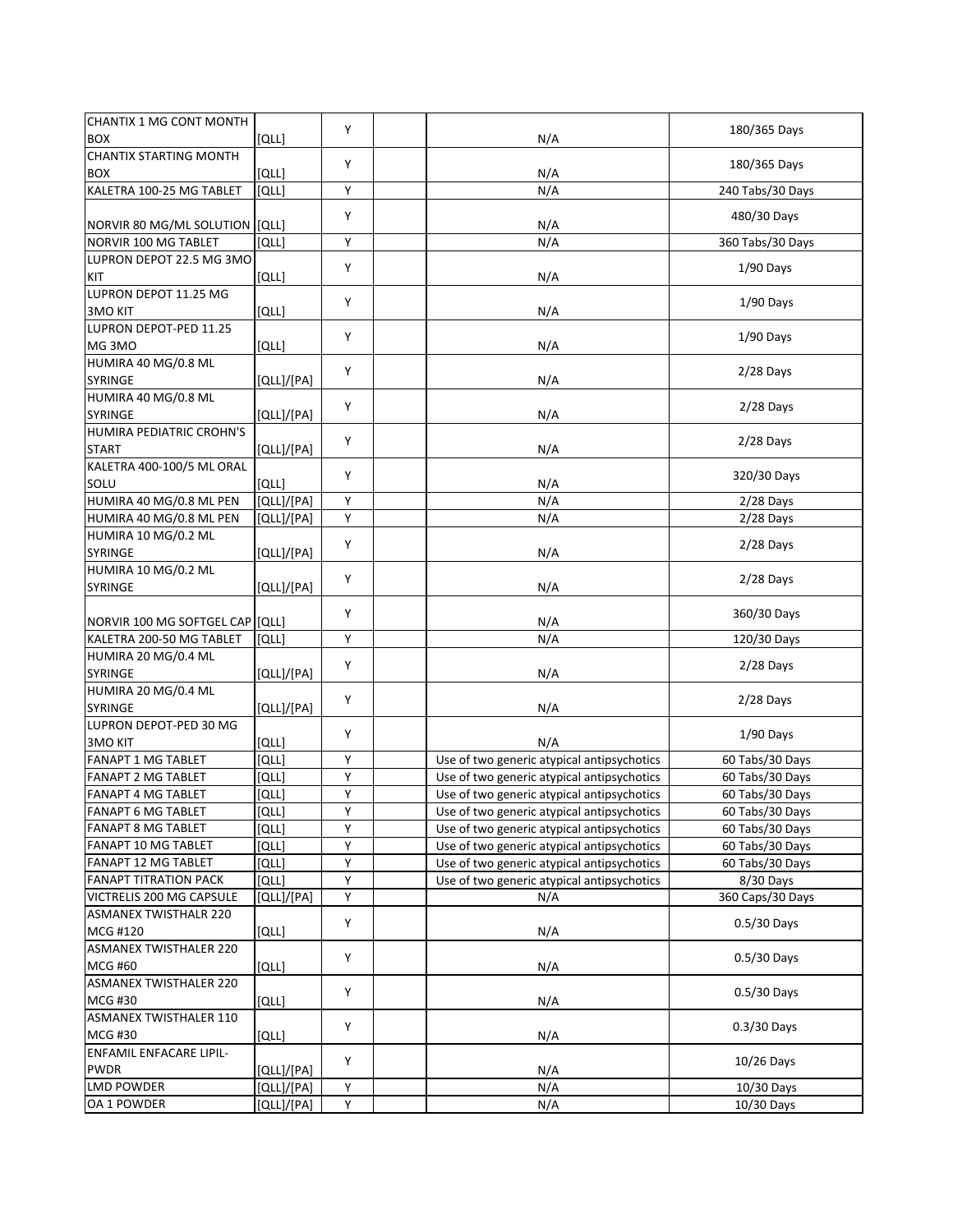| | | | | | |
|---|---|---|---|---|---|
| CHANTIX 1 MG CONT MONTH BOX | [QLL] | Y | | N/A | 180/365 Days |
| CHANTIX STARTING MONTH BOX | [QLL] | Y | | N/A | 180/365 Days |
| KALETRA 100-25 MG TABLET | [QLL] | Y | | N/A | 240 Tabs/30 Days |
| NORVIR 80 MG/ML SOLUTION | [QLL] | Y | | N/A | 480/30 Days |
| NORVIR 100 MG TABLET | [QLL] | Y | | N/A | 360 Tabs/30 Days |
| LUPRON DEPOT 22.5 MG 3MO KIT | [QLL] | Y | | N/A | 1/90 Days |
| LUPRON DEPOT 11.25 MG 3MO KIT | [QLL] | Y | | N/A | 1/90 Days |
| LUPRON DEPOT-PED 11.25 MG 3MO | [QLL] | Y | | N/A | 1/90 Days |
| HUMIRA 40 MG/0.8 ML SYRINGE | [QLL]/[PA] | Y | | N/A | 2/28 Days |
| HUMIRA 40 MG/0.8 ML SYRINGE | [QLL]/[PA] | Y | | N/A | 2/28 Days |
| HUMIRA PEDIATRIC CROHN'S START | [QLL]/[PA] | Y | | N/A | 2/28 Days |
| KALETRA 400-100/5 ML ORAL SOLU | [QLL] | Y | | N/A | 320/30 Days |
| HUMIRA 40 MG/0.8 ML PEN | [QLL]/[PA] | Y | | N/A | 2/28 Days |
| HUMIRA 40 MG/0.8 ML PEN | [QLL]/[PA] | Y | | N/A | 2/28 Days |
| HUMIRA 10 MG/0.2 ML SYRINGE | [QLL]/[PA] | Y | | N/A | 2/28 Days |
| HUMIRA 10 MG/0.2 ML SYRINGE | [QLL]/[PA] | Y | | N/A | 2/28 Days |
| NORVIR 100 MG SOFTGEL CAP | [QLL] | Y | | N/A | 360/30 Days |
| KALETRA 200-50 MG TABLET | [QLL] | Y | | N/A | 120/30 Days |
| HUMIRA 20 MG/0.4 ML SYRINGE | [QLL]/[PA] | Y | | N/A | 2/28 Days |
| HUMIRA 20 MG/0.4 ML SYRINGE | [QLL]/[PA] | Y | | N/A | 2/28 Days |
| LUPRON DEPOT-PED 30 MG 3MO KIT | [QLL] | Y | | N/A | 1/90 Days |
| FANAPT 1 MG TABLET | [QLL] | Y | | Use of two generic atypical antipsychotics | 60 Tabs/30 Days |
| FANAPT 2 MG TABLET | [QLL] | Y | | Use of two generic atypical antipsychotics | 60 Tabs/30 Days |
| FANAPT 4 MG TABLET | [QLL] | Y | | Use of two generic atypical antipsychotics | 60 Tabs/30 Days |
| FANAPT 6 MG TABLET | [QLL] | Y | | Use of two generic atypical antipsychotics | 60 Tabs/30 Days |
| FANAPT 8 MG TABLET | [QLL] | Y | | Use of two generic atypical antipsychotics | 60 Tabs/30 Days |
| FANAPT 10 MG TABLET | [QLL] | Y | | Use of two generic atypical antipsychotics | 60 Tabs/30 Days |
| FANAPT 12 MG TABLET | [QLL] | Y | | Use of two generic atypical antipsychotics | 60 Tabs/30 Days |
| FANAPT TITRATION PACK | [QLL] | Y | | Use of two generic atypical antipsychotics | 8/30 Days |
| VICTRELIS 200 MG CAPSULE | [QLL]/[PA] | Y | | N/A | 360 Caps/30 Days |
| ASMANEX TWISTHALR 220 MCG #120 | [QLL] | Y | | N/A | 0.5/30 Days |
| ASMANEX TWISTHALER 220 MCG #60 | [QLL] | Y | | N/A | 0.5/30 Days |
| ASMANEX TWISTHALER 220 MCG #30 | [QLL] | Y | | N/A | 0.5/30 Days |
| ASMANEX TWISTHALER 110 MCG #30 | [QLL] | Y | | N/A | 0.3/30 Days |
| ENFAMIL ENFACARE LIPIL-PWDR | [QLL]/[PA] | Y | | N/A | 10/26 Days |
| LMD POWDER | [QLL]/[PA] | Y | | N/A | 10/30 Days |
| OA 1 POWDER | [QLL]/[PA] | Y | | N/A | 10/30 Days |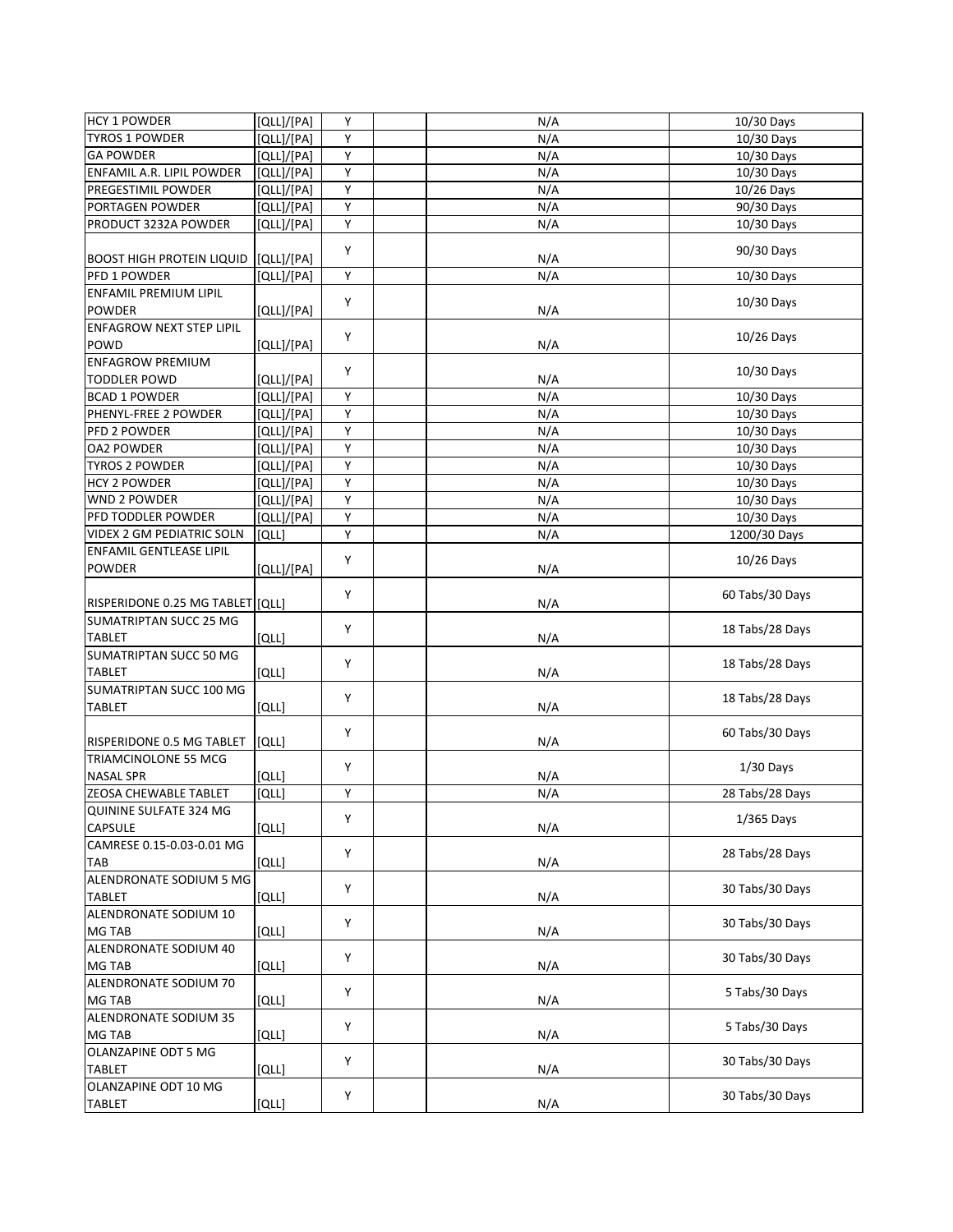| | | | | | |
|---|---|---|---|---|---|
| HCY 1 POWDER | [QLL]/[PA] | Y | | N/A | 10/30 Days |
| TYROS 1 POWDER | [QLL]/[PA] | Y | | N/A | 10/30 Days |
| GA POWDER | [QLL]/[PA] | Y | | N/A | 10/30 Days |
| ENFAMIL A.R. LIPIL POWDER | [QLL]/[PA] | Y | | N/A | 10/30 Days |
| PREGESTIMIL POWDER | [QLL]/[PA] | Y | | N/A | 10/26 Days |
| PORTAGEN POWDER | [QLL]/[PA] | Y | | N/A | 90/30 Days |
| PRODUCT 3232A POWDER | [QLL]/[PA] | Y | | N/A | 10/30 Days |
| BOOST HIGH PROTEIN LIQUID | [QLL]/[PA] | Y | | N/A | 90/30 Days |
| PFD 1 POWDER | [QLL]/[PA] | Y | | N/A | 10/30 Days |
| ENFAMIL PREMIUM LIPIL POWDER | [QLL]/[PA] | Y | | N/A | 10/30 Days |
| ENFAGROW NEXT STEP LIPIL POWD | [QLL]/[PA] | Y | | N/A | 10/26 Days |
| ENFAGROW PREMIUM TODDLER POWD | [QLL]/[PA] | Y | | N/A | 10/30 Days |
| BCAD 1 POWDER | [QLL]/[PA] | Y | | N/A | 10/30 Days |
| PHENYL-FREE 2 POWDER | [QLL]/[PA] | Y | | N/A | 10/30 Days |
| PFD 2 POWDER | [QLL]/[PA] | Y | | N/A | 10/30 Days |
| OA2 POWDER | [QLL]/[PA] | Y | | N/A | 10/30 Days |
| TYROS 2 POWDER | [QLL]/[PA] | Y | | N/A | 10/30 Days |
| HCY 2 POWDER | [QLL]/[PA] | Y | | N/A | 10/30 Days |
| WND 2 POWDER | [QLL]/[PA] | Y | | N/A | 10/30 Days |
| PFD TODDLER POWDER | [QLL]/[PA] | Y | | N/A | 10/30 Days |
| VIDEX 2 GM PEDIATRIC SOLN | [QLL] | Y | | N/A | 1200/30 Days |
| ENFAMIL GENTLEASE LIPIL POWDER | [QLL]/[PA] | Y | | N/A | 10/26 Days |
| RISPERIDONE 0.25 MG TABLET | [QLL] | Y | | N/A | 60 Tabs/30 Days |
| SUMATRIPTAN SUCC 25 MG TABLET | [QLL] | Y | | N/A | 18 Tabs/28 Days |
| SUMATRIPTAN SUCC 50 MG TABLET | [QLL] | Y | | N/A | 18 Tabs/28 Days |
| SUMATRIPTAN SUCC 100 MG TABLET | [QLL] | Y | | N/A | 18 Tabs/28 Days |
| RISPERIDONE 0.5 MG TABLET | [QLL] | Y | | N/A | 60 Tabs/30 Days |
| TRIAMCINOLONE 55 MCG NASAL SPR | [QLL] | Y | | N/A | 1/30 Days |
| ZEOSA CHEWABLE TABLET | [QLL] | Y | | N/A | 28 Tabs/28 Days |
| QUININE SULFATE 324 MG CAPSULE | [QLL] | Y | | N/A | 1/365 Days |
| CAMRESE 0.15-0.03-0.01 MG TAB | [QLL] | Y | | N/A | 28 Tabs/28 Days |
| ALENDRONATE SODIUM 5 MG TABLET | [QLL] | Y | | N/A | 30 Tabs/30 Days |
| ALENDRONATE SODIUM 10 MG TAB | [QLL] | Y | | N/A | 30 Tabs/30 Days |
| ALENDRONATE SODIUM 40 MG TAB | [QLL] | Y | | N/A | 30 Tabs/30 Days |
| ALENDRONATE SODIUM 70 MG TAB | [QLL] | Y | | N/A | 5 Tabs/30 Days |
| ALENDRONATE SODIUM 35 MG TAB | [QLL] | Y | | N/A | 5 Tabs/30 Days |
| OLANZAPINE ODT 5 MG TABLET | [QLL] | Y | | N/A | 30 Tabs/30 Days |
| OLANZAPINE ODT 10 MG TABLET | [QLL] | Y | | N/A | 30 Tabs/30 Days |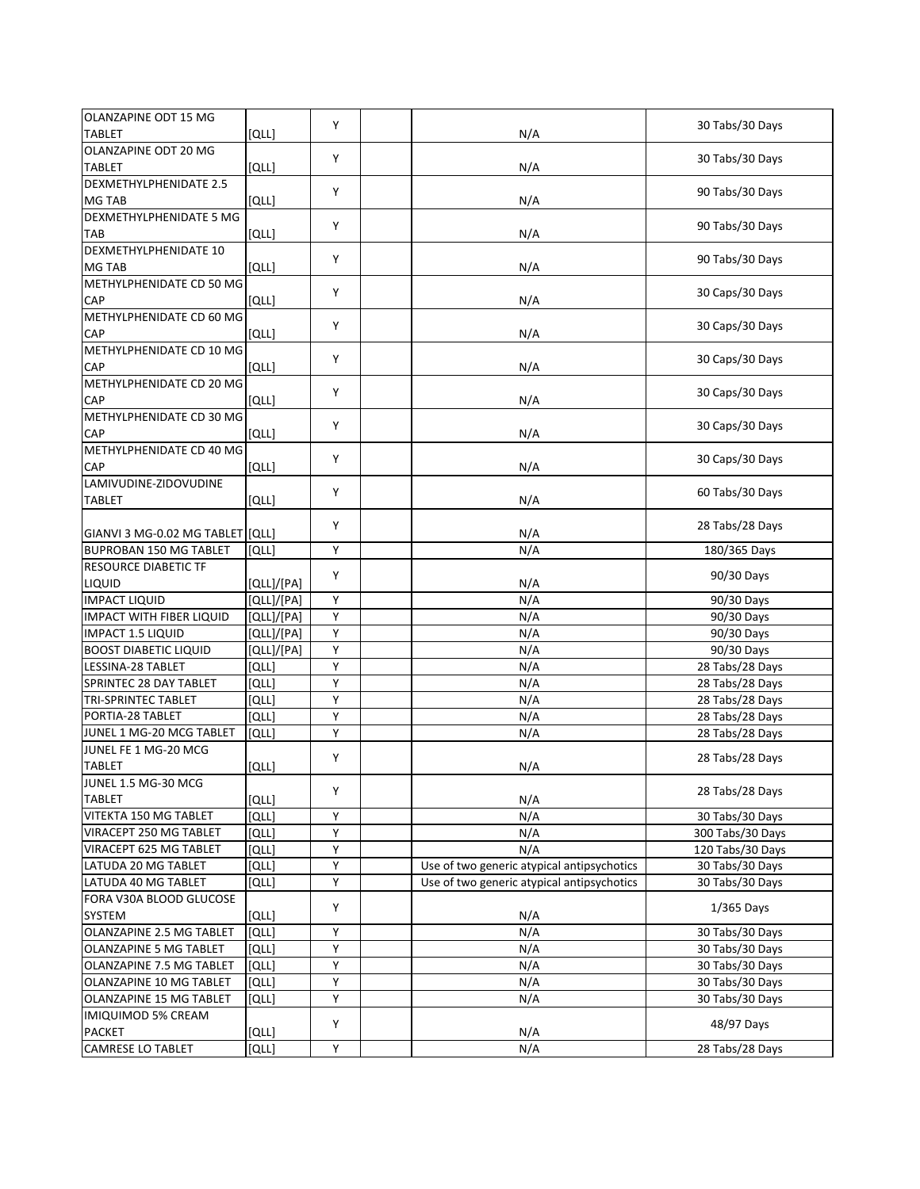| | | | | | |
|---|---|---|---|---|---|
| OLANZAPINE ODT 15 MG TABLET | [QLL] | Y | | N/A | 30 Tabs/30 Days |
| OLANZAPINE ODT 20 MG TABLET | [QLL] | Y | | N/A | 30 Tabs/30 Days |
| DEXMETHYLPHENIDATE 2.5 MG TAB | [QLL] | Y | | N/A | 90 Tabs/30 Days |
| DEXMETHYLPHENIDATE 5 MG TAB | [QLL] | Y | | N/A | 90 Tabs/30 Days |
| DEXMETHYLPHENIDATE 10 MG TAB | [QLL] | Y | | N/A | 90 Tabs/30 Days |
| METHYLPHENIDATE CD 50 MG CAP | [QLL] | Y | | N/A | 30 Caps/30 Days |
| METHYLPHENIDATE CD 60 MG CAP | [QLL] | Y | | N/A | 30 Caps/30 Days |
| METHYLPHENIDATE CD 10 MG CAP | [QLL] | Y | | N/A | 30 Caps/30 Days |
| METHYLPHENIDATE CD 20 MG CAP | [QLL] | Y | | N/A | 30 Caps/30 Days |
| METHYLPHENIDATE CD 30 MG CAP | [QLL] | Y | | N/A | 30 Caps/30 Days |
| METHYLPHENIDATE CD 40 MG CAP | [QLL] | Y | | N/A | 30 Caps/30 Days |
| LAMIVUDINE-ZIDOVUDINE TABLET | [QLL] | Y | | N/A | 60 Tabs/30 Days |
| GIANVI 3 MG-0.02 MG TABLET | [QLL] | Y | | N/A | 28 Tabs/28 Days |
| BUPROBAN 150 MG TABLET | [QLL] | Y | | N/A | 180/365 Days |
| RESOURCE DIABETIC TF LIQUID | [QLL]/[PA] | Y | | N/A | 90/30 Days |
| IMPACT LIQUID | [QLL]/[PA] | Y | | N/A | 90/30 Days |
| IMPACT WITH FIBER LIQUID | [QLL]/[PA] | Y | | N/A | 90/30 Days |
| IMPACT 1.5 LIQUID | [QLL]/[PA] | Y | | N/A | 90/30 Days |
| BOOST DIABETIC LIQUID | [QLL]/[PA] | Y | | N/A | 90/30 Days |
| LESSINA-28 TABLET | [QLL] | Y | | N/A | 28 Tabs/28 Days |
| SPRINTEC 28 DAY TABLET | [QLL] | Y | | N/A | 28 Tabs/28 Days |
| TRI-SPRINTEC TABLET | [QLL] | Y | | N/A | 28 Tabs/28 Days |
| PORTIA-28 TABLET | [QLL] | Y | | N/A | 28 Tabs/28 Days |
| JUNEL 1 MG-20 MCG TABLET | [QLL] | Y | | N/A | 28 Tabs/28 Days |
| JUNEL FE 1 MG-20 MCG TABLET | [QLL] | Y | | N/A | 28 Tabs/28 Days |
| JUNEL 1.5 MG-30 MCG TABLET | [QLL] | Y | | N/A | 28 Tabs/28 Days |
| VITEKTA 150 MG TABLET | [QLL] | Y | | N/A | 30 Tabs/30 Days |
| VIRACEPT 250 MG TABLET | [QLL] | Y | | N/A | 300 Tabs/30 Days |
| VIRACEPT 625 MG TABLET | [QLL] | Y | | N/A | 120 Tabs/30 Days |
| LATUDA 20 MG TABLET | [QLL] | Y | | Use of two generic atypical antipsychotics | 30 Tabs/30 Days |
| LATUDA 40 MG TABLET | [QLL] | Y | | Use of two generic atypical antipsychotics | 30 Tabs/30 Days |
| FORA V30A BLOOD GLUCOSE SYSTEM | [QLL] | Y | | N/A | 1/365 Days |
| OLANZAPINE 2.5 MG TABLET | [QLL] | Y | | N/A | 30 Tabs/30 Days |
| OLANZAPINE 5 MG TABLET | [QLL] | Y | | N/A | 30 Tabs/30 Days |
| OLANZAPINE 7.5 MG TABLET | [QLL] | Y | | N/A | 30 Tabs/30 Days |
| OLANZAPINE 10 MG TABLET | [QLL] | Y | | N/A | 30 Tabs/30 Days |
| OLANZAPINE 15 MG TABLET | [QLL] | Y | | N/A | 30 Tabs/30 Days |
| IMIQUIMOD 5% CREAM PACKET | [QLL] | Y | | N/A | 48/97 Days |
| CAMRESE LO TABLET | [QLL] | Y | | N/A | 28 Tabs/28 Days |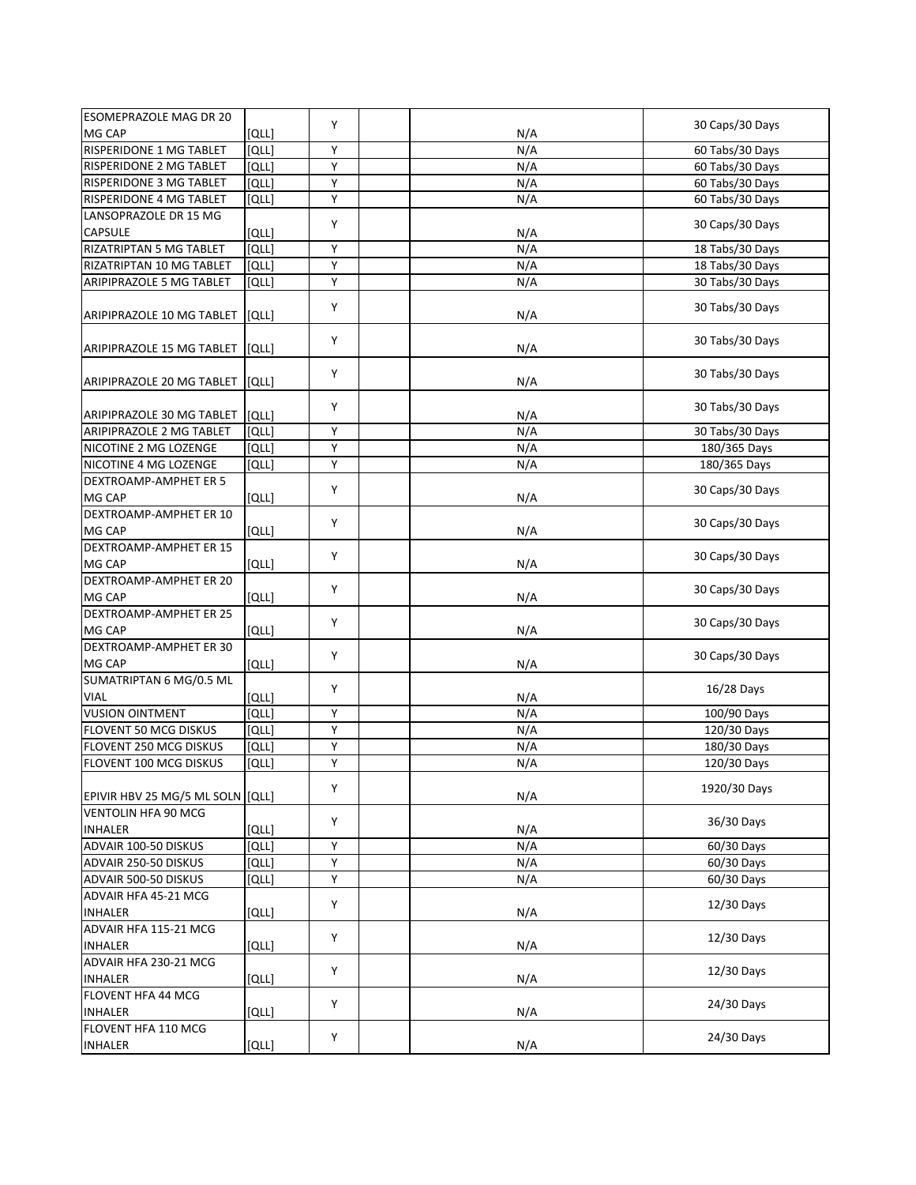| | | | | | |
|---|---|---|---|---|---|
| ESOMEPRAZOLE MAG DR 20 MG CAP | [QLL] | Y | | N/A | 30 Caps/30 Days |
| RISPERIDONE 1 MG TABLET | [QLL] | Y | | N/A | 60 Tabs/30 Days |
| RISPERIDONE 2 MG TABLET | [QLL] | Y | | N/A | 60 Tabs/30 Days |
| RISPERIDONE 3 MG TABLET | [QLL] | Y | | N/A | 60 Tabs/30 Days |
| RISPERIDONE 4 MG TABLET | [QLL] | Y | | N/A | 60 Tabs/30 Days |
| LANSOPRAZOLE DR 15 MG CAPSULE | [QLL] | Y | | N/A | 30 Caps/30 Days |
| RIZATRIPTAN 5 MG TABLET | [QLL] | Y | | N/A | 18 Tabs/30 Days |
| RIZATRIPTAN 10 MG TABLET | [QLL] | Y | | N/A | 18 Tabs/30 Days |
| ARIPIPRAZOLE 5 MG TABLET | [QLL] | Y | | N/A | 30 Tabs/30 Days |
| ARIPIPRAZOLE 10 MG TABLET | [QLL] | Y | | N/A | 30 Tabs/30 Days |
| ARIPIPRAZOLE 15 MG TABLET | [QLL] | Y | | N/A | 30 Tabs/30 Days |
| ARIPIPRAZOLE 20 MG TABLET | [QLL] | Y | | N/A | 30 Tabs/30 Days |
| ARIPIPRAZOLE 30 MG TABLET | [QLL] | Y | | N/A | 30 Tabs/30 Days |
| ARIPIPRAZOLE 2 MG TABLET | [QLL] | Y | | N/A | 30 Tabs/30 Days |
| NICOTINE 2 MG LOZENGE | [QLL] | Y | | N/A | 180/365 Days |
| NICOTINE 4 MG LOZENGE | [QLL] | Y | | N/A | 180/365 Days |
| DEXTROAMP-AMPHET ER 5 MG CAP | [QLL] | Y | | N/A | 30 Caps/30 Days |
| DEXTROAMP-AMPHET ER 10 MG CAP | [QLL] | Y | | N/A | 30 Caps/30 Days |
| DEXTROAMP-AMPHET ER 15 MG CAP | [QLL] | Y | | N/A | 30 Caps/30 Days |
| DEXTROAMP-AMPHET ER 20 MG CAP | [QLL] | Y | | N/A | 30 Caps/30 Days |
| DEXTROAMP-AMPHET ER 25 MG CAP | [QLL] | Y | | N/A | 30 Caps/30 Days |
| DEXTROAMP-AMPHET ER 30 MG CAP | [QLL] | Y | | N/A | 30 Caps/30 Days |
| SUMATRIPTAN 6 MG/0.5 ML VIAL | [QLL] | Y | | N/A | 16/28 Days |
| VUSION OINTMENT | [QLL] | Y | | N/A | 100/90 Days |
| FLOVENT 50 MCG DISKUS | [QLL] | Y | | N/A | 120/30 Days |
| FLOVENT 250 MCG DISKUS | [QLL] | Y | | N/A | 180/30 Days |
| FLOVENT 100 MCG DISKUS | [QLL] | Y | | N/A | 120/30 Days |
| EPIVIR HBV 25 MG/5 ML SOLN | [QLL] | Y | | N/A | 1920/30 Days |
| VENTOLIN HFA 90 MCG INHALER | [QLL] | Y | | N/A | 36/30 Days |
| ADVAIR 100-50 DISKUS | [QLL] | Y | | N/A | 60/30 Days |
| ADVAIR 250-50 DISKUS | [QLL] | Y | | N/A | 60/30 Days |
| ADVAIR 500-50 DISKUS | [QLL] | Y | | N/A | 60/30 Days |
| ADVAIR HFA 45-21 MCG INHALER | [QLL] | Y | | N/A | 12/30 Days |
| ADVAIR HFA 115-21 MCG INHALER | [QLL] | Y | | N/A | 12/30 Days |
| ADVAIR HFA 230-21 MCG INHALER | [QLL] | Y | | N/A | 12/30 Days |
| FLOVENT HFA 44 MCG INHALER | [QLL] | Y | | N/A | 24/30 Days |
| FLOVENT HFA 110 MCG INHALER | [QLL] | Y | | N/A | 24/30 Days |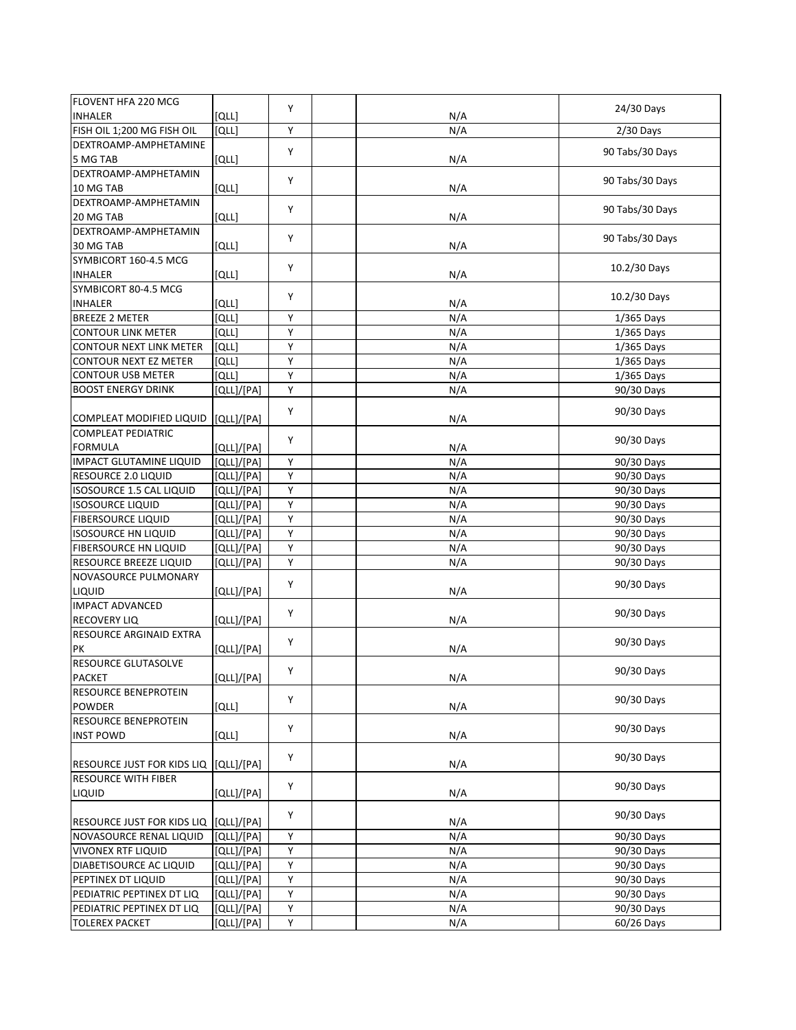| | | | | | |
|---|---|---|---|---|---|
| FLOVENT HFA 220 MCG INHALER | [QLL] | Y | | N/A | 24/30 Days |
| FISH OIL 1;200 MG FISH OIL | [QLL] | Y | | N/A | 2/30 Days |
| DEXTROAMP-AMPHETAMINE 5 MG TAB | [QLL] | Y | | N/A | 90 Tabs/30 Days |
| DEXTROAMP-AMPHETAMIN 10 MG TAB | [QLL] | Y | | N/A | 90 Tabs/30 Days |
| DEXTROAMP-AMPHETAMIN 20 MG TAB | [QLL] | Y | | N/A | 90 Tabs/30 Days |
| DEXTROAMP-AMPHETAMIN 30 MG TAB | [QLL] | Y | | N/A | 90 Tabs/30 Days |
| SYMBICORT 160-4.5 MCG INHALER | [QLL] | Y | | N/A | 10.2/30 Days |
| SYMBICORT 80-4.5 MCG INHALER | [QLL] | Y | | N/A | 10.2/30 Days |
| BREEZE 2 METER | [QLL] | Y | | N/A | 1/365 Days |
| CONTOUR LINK METER | [QLL] | Y | | N/A | 1/365 Days |
| CONTOUR NEXT LINK METER | [QLL] | Y | | N/A | 1/365 Days |
| CONTOUR NEXT EZ METER | [QLL] | Y | | N/A | 1/365 Days |
| CONTOUR USB METER | [QLL] | Y | | N/A | 1/365 Days |
| BOOST ENERGY DRINK | [QLL]/[PA] | Y | | N/A | 90/30 Days |
| COMPLEAT MODIFIED LIQUID | [QLL]/[PA] | Y | | N/A | 90/30 Days |
| COMPLEAT PEDIATRIC FORMULA | [QLL]/[PA] | Y | | N/A | 90/30 Days |
| IMPACT GLUTAMINE LIQUID | [QLL]/[PA] | Y | | N/A | 90/30 Days |
| RESOURCE 2.0 LIQUID | [QLL]/[PA] | Y | | N/A | 90/30 Days |
| ISOSOURCE 1.5 CAL LIQUID | [QLL]/[PA] | Y | | N/A | 90/30 Days |
| ISOSOURCE LIQUID | [QLL]/[PA] | Y | | N/A | 90/30 Days |
| FIBERSOURCE LIQUID | [QLL]/[PA] | Y | | N/A | 90/30 Days |
| ISOSOURCE HN LIQUID | [QLL]/[PA] | Y | | N/A | 90/30 Days |
| FIBERSOURCE HN LIQUID | [QLL]/[PA] | Y | | N/A | 90/30 Days |
| RESOURCE BREEZE LIQUID | [QLL]/[PA] | Y | | N/A | 90/30 Days |
| NOVASOURCE PULMONARY LIQUID | [QLL]/[PA] | Y | | N/A | 90/30 Days |
| IMPACT ADVANCED RECOVERY LIQ | [QLL]/[PA] | Y | | N/A | 90/30 Days |
| RESOURCE ARGINAID EXTRA PK | [QLL]/[PA] | Y | | N/A | 90/30 Days |
| RESOURCE GLUTASOLVE PACKET | [QLL]/[PA] | Y | | N/A | 90/30 Days |
| RESOURCE BENEPROTEIN POWDER | [QLL] | Y | | N/A | 90/30 Days |
| RESOURCE BENEPROTEIN INST POWD | [QLL] | Y | | N/A | 90/30 Days |
| RESOURCE JUST FOR KIDS LIQ | [QLL]/[PA] | Y | | N/A | 90/30 Days |
| RESOURCE WITH FIBER LIQUID | [QLL]/[PA] | Y | | N/A | 90/30 Days |
| RESOURCE JUST FOR KIDS LIQ | [QLL]/[PA] | Y | | N/A | 90/30 Days |
| NOVASOURCE RENAL LIQUID | [QLL]/[PA] | Y | | N/A | 90/30 Days |
| VIVONEX RTF LIQUID | [QLL]/[PA] | Y | | N/A | 90/30 Days |
| DIABETISOURCE AC LIQUID | [QLL]/[PA] | Y | | N/A | 90/30 Days |
| PEPTINEX DT LIQUID | [QLL]/[PA] | Y | | N/A | 90/30 Days |
| PEDIATRIC PEPTINEX DT LIQ | [QLL]/[PA] | Y | | N/A | 90/30 Days |
| PEDIATRIC PEPTINEX DT LIQ | [QLL]/[PA] | Y | | N/A | 90/30 Days |
| TOLEREX PACKET | [QLL]/[PA] | Y | | N/A | 60/26 Days |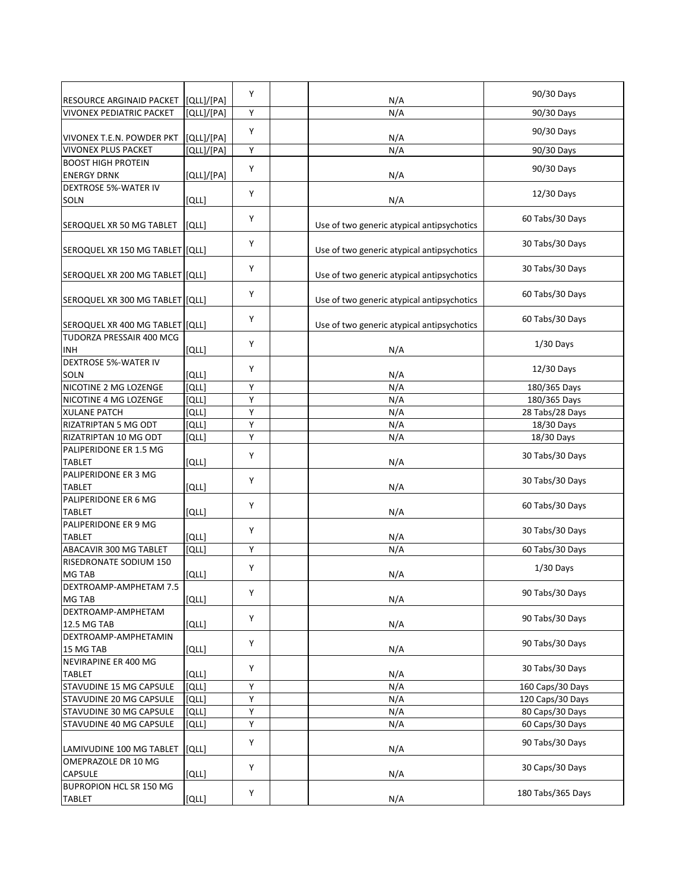| | | | | | |
|---|---|---|---|---|---|
| RESOURCE ARGINAID PACKET | [QLL]/[PA] | Y | | N/A | 90/30 Days |
| VIVONEX PEDIATRIC PACKET | [QLL]/[PA] | Y | | N/A | 90/30 Days |
| VIVONEX T.E.N. POWDER PKT | [QLL]/[PA] | Y | | N/A | 90/30 Days |
| VIVONEX PLUS PACKET | [QLL]/[PA] | Y | | N/A | 90/30 Days |
| BOOST HIGH PROTEIN ENERGY DRNK | [QLL]/[PA] | Y | | N/A | 90/30 Days |
| DEXTROSE 5%-WATER IV SOLN | [QLL] | Y | | N/A | 12/30 Days |
| SEROQUEL XR 50 MG TABLET | [QLL] | Y | | Use of two generic atypical antipsychotics | 60 Tabs/30 Days |
| SEROQUEL XR 150 MG TABLET | [QLL] | Y | | Use of two generic atypical antipsychotics | 30 Tabs/30 Days |
| SEROQUEL XR 200 MG TABLET | [QLL] | Y | | Use of two generic atypical antipsychotics | 30 Tabs/30 Days |
| SEROQUEL XR 300 MG TABLET | [QLL] | Y | | Use of two generic atypical antipsychotics | 60 Tabs/30 Days |
| SEROQUEL XR 400 MG TABLET | [QLL] | Y | | Use of two generic atypical antipsychotics | 60 Tabs/30 Days |
| TUDORZA PRESSAIR 400 MCG INH | [QLL] | Y | | N/A | 1/30 Days |
| DEXTROSE 5%-WATER IV SOLN | [QLL] | Y | | N/A | 12/30 Days |
| NICOTINE 2 MG LOZENGE | [QLL] | Y | | N/A | 180/365 Days |
| NICOTINE 4 MG LOZENGE | [QLL] | Y | | N/A | 180/365 Days |
| XULANE PATCH | [QLL] | Y | | N/A | 28 Tabs/28 Days |
| RIZATRIPTAN 5 MG ODT | [QLL] | Y | | N/A | 18/30 Days |
| RIZATRIPTAN 10 MG ODT | [QLL] | Y | | N/A | 18/30 Days |
| PALIPERIDONE ER 1.5 MG TABLET | [QLL] | Y | | N/A | 30 Tabs/30 Days |
| PALIPERIDONE ER 3 MG TABLET | [QLL] | Y | | N/A | 30 Tabs/30 Days |
| PALIPERIDONE ER 6 MG TABLET | [QLL] | Y | | N/A | 60 Tabs/30 Days |
| PALIPERIDONE ER 9 MG TABLET | [QLL] | Y | | N/A | 30 Tabs/30 Days |
| ABACAVIR 300 MG TABLET | [QLL] | Y | | N/A | 60 Tabs/30 Days |
| RISEDRONATE SODIUM 150 MG TAB | [QLL] | Y | | N/A | 1/30 Days |
| DEXTROAMP-AMPHETAM 7.5 MG TAB | [QLL] | Y | | N/A | 90 Tabs/30 Days |
| DEXTROAMP-AMPHETAM 12.5 MG TAB | [QLL] | Y | | N/A | 90 Tabs/30 Days |
| DEXTROAMP-AMPHETAMIN 15 MG TAB | [QLL] | Y | | N/A | 90 Tabs/30 Days |
| NEVIRAPINE ER 400 MG TABLET | [QLL] | Y | | N/A | 30 Tabs/30 Days |
| STAVUDINE 15 MG CAPSULE | [QLL] | Y | | N/A | 160 Caps/30 Days |
| STAVUDINE 20 MG CAPSULE | [QLL] | Y | | N/A | 120 Caps/30 Days |
| STAVUDINE 30 MG CAPSULE | [QLL] | Y | | N/A | 80 Caps/30 Days |
| STAVUDINE 40 MG CAPSULE | [QLL] | Y | | N/A | 60 Caps/30 Days |
| LAMIVUDINE 100 MG TABLET | [QLL] | Y | | N/A | 90 Tabs/30 Days |
| OMEPRAZOLE DR 10 MG CAPSULE | [QLL] | Y | | N/A | 30 Caps/30 Days |
| BUPROPION HCL SR 150 MG TABLET | [QLL] | Y | | N/A | 180 Tabs/365 Days |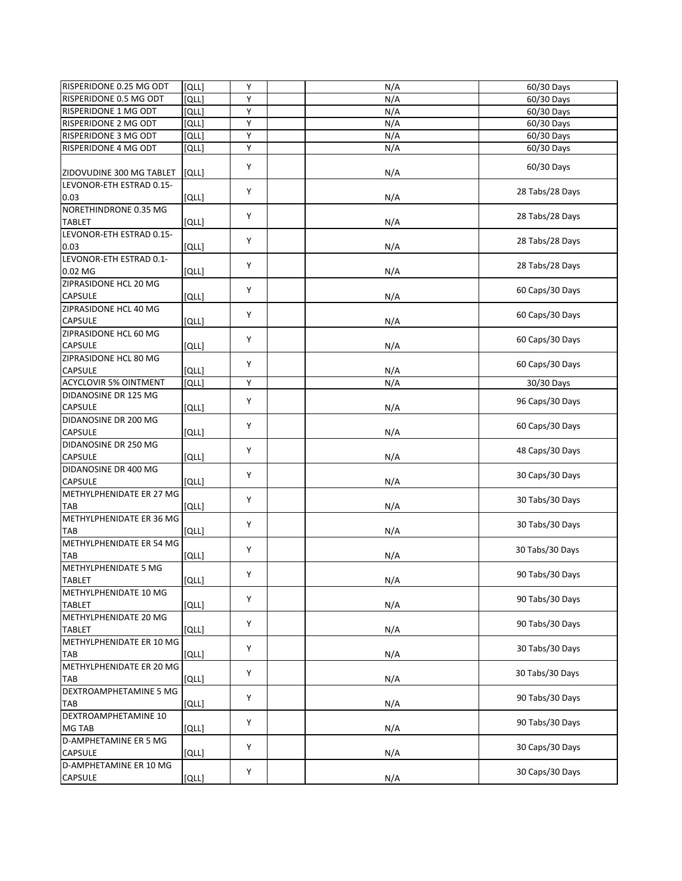| | | | | | |
|---|---|---|---|---|---|
| RISPERIDONE 0.25 MG ODT | [QLL] | Y | | N/A | 60/30 Days |
| RISPERIDONE 0.5 MG ODT | [QLL] | Y | | N/A | 60/30 Days |
| RISPERIDONE 1 MG ODT | [QLL] | Y | | N/A | 60/30 Days |
| RISPERIDONE 2 MG ODT | [QLL] | Y | | N/A | 60/30 Days |
| RISPERIDONE 3 MG ODT | [QLL] | Y | | N/A | 60/30 Days |
| RISPERIDONE 4 MG ODT | [QLL] | Y | | N/A | 60/30 Days |
| ZIDOVUDINE 300 MG TABLET | [QLL] | Y | | N/A | 60/30 Days |
| LEVONOR-ETH ESTRAD 0.15-0.03 | [QLL] | Y | | N/A | 28 Tabs/28 Days |
| NORETHINDRONE 0.35 MG TABLET | [QLL] | Y | | N/A | 28 Tabs/28 Days |
| LEVONOR-ETH ESTRAD 0.15-0.03 | [QLL] | Y | | N/A | 28 Tabs/28 Days |
| LEVONOR-ETH ESTRAD 0.1-0.02 MG | [QLL] | Y | | N/A | 28 Tabs/28 Days |
| ZIPRASIDONE HCL 20 MG CAPSULE | [QLL] | Y | | N/A | 60 Caps/30 Days |
| ZIPRASIDONE HCL 40 MG CAPSULE | [QLL] | Y | | N/A | 60 Caps/30 Days |
| ZIPRASIDONE HCL 60 MG CAPSULE | [QLL] | Y | | N/A | 60 Caps/30 Days |
| ZIPRASIDONE HCL 80 MG CAPSULE | [QLL] | Y | | N/A | 60 Caps/30 Days |
| ACYCLOVIR 5% OINTMENT | [QLL] | Y | | N/A | 30/30 Days |
| DIDANOSINE DR 125 MG CAPSULE | [QLL] | Y | | N/A | 96 Caps/30 Days |
| DIDANOSINE DR 200 MG CAPSULE | [QLL] | Y | | N/A | 60 Caps/30 Days |
| DIDANOSINE DR 250 MG CAPSULE | [QLL] | Y | | N/A | 48 Caps/30 Days |
| DIDANOSINE DR 400 MG CAPSULE | [QLL] | Y | | N/A | 30 Caps/30 Days |
| METHYLPHENIDATE ER 27 MG TAB | [QLL] | Y | | N/A | 30 Tabs/30 Days |
| METHYLPHENIDATE ER 36 MG TAB | [QLL] | Y | | N/A | 30 Tabs/30 Days |
| METHYLPHENIDATE ER 54 MG TAB | [QLL] | Y | | N/A | 30 Tabs/30 Days |
| METHYLPHENIDATE 5 MG TABLET | [QLL] | Y | | N/A | 90 Tabs/30 Days |
| METHYLPHENIDATE 10 MG TABLET | [QLL] | Y | | N/A | 90 Tabs/30 Days |
| METHYLPHENIDATE 20 MG TABLET | [QLL] | Y | | N/A | 90 Tabs/30 Days |
| METHYLPHENIDATE ER 10 MG TAB | [QLL] | Y | | N/A | 30 Tabs/30 Days |
| METHYLPHENIDATE ER 20 MG TAB | [QLL] | Y | | N/A | 30 Tabs/30 Days |
| DEXTROAMPHETAMINE 5 MG TAB | [QLL] | Y | | N/A | 90 Tabs/30 Days |
| DEXTROAMPHETAMINE 10 MG TAB | [QLL] | Y | | N/A | 90 Tabs/30 Days |
| D-AMPHETAMINE ER 5 MG CAPSULE | [QLL] | Y | | N/A | 30 Caps/30 Days |
| D-AMPHETAMINE ER 10 MG CAPSULE | [QLL] | Y | | N/A | 30 Caps/30 Days |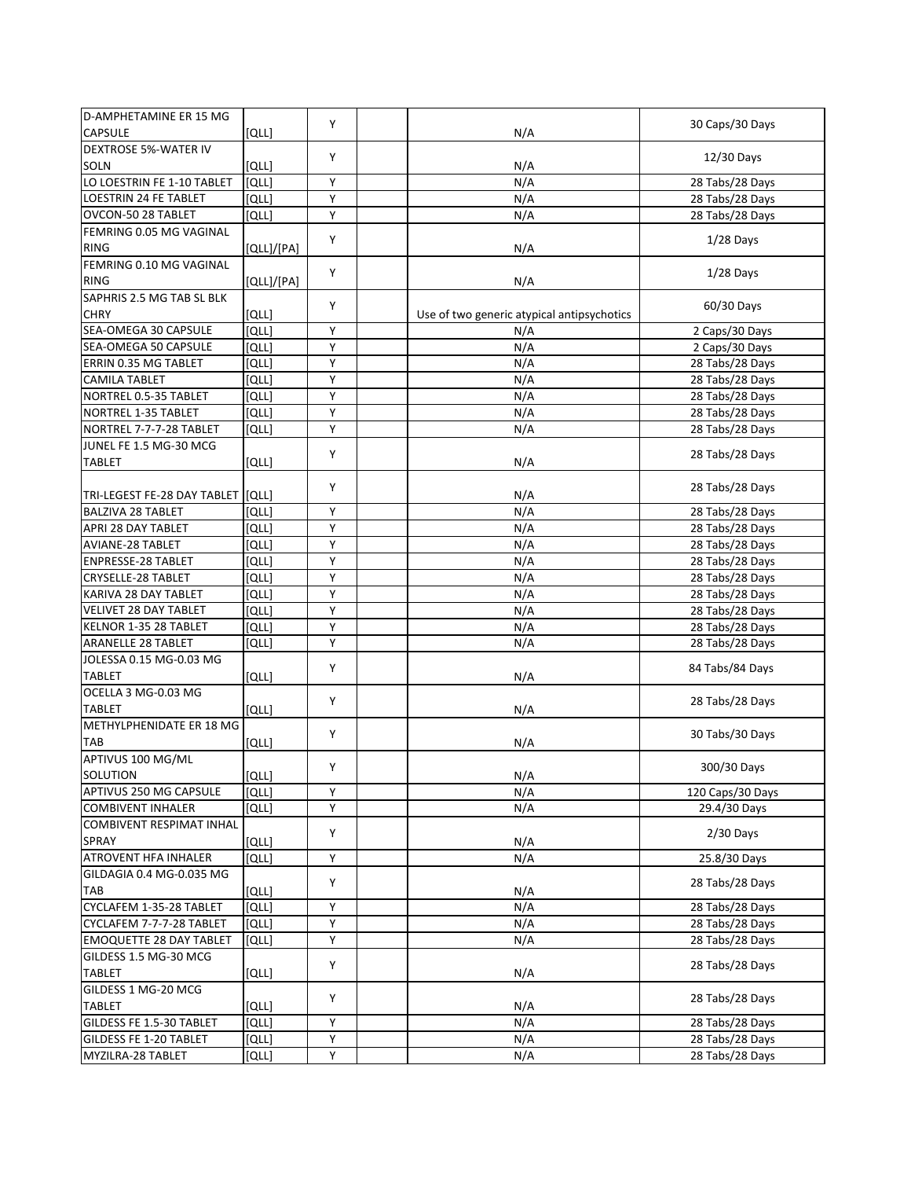| | | | | | |
|---|---|---|---|---|---|
| D-AMPHETAMINE ER 15 MG CAPSULE | [QLL] | Y | | N/A | 30 Caps/30 Days |
| DEXTROSE 5%-WATER IV SOLN | [QLL] | Y | | N/A | 12/30 Days |
| LO LOESTRIN FE 1-10 TABLET | [QLL] | Y | | N/A | 28 Tabs/28 Days |
| LOESTRIN 24 FE TABLET | [QLL] | Y | | N/A | 28 Tabs/28 Days |
| OVCON-50 28 TABLET | [QLL] | Y | | N/A | 28 Tabs/28 Days |
| FEMRING 0.05 MG VAGINAL RING | [QLL]/[PA] | Y | | N/A | 1/28 Days |
| FEMRING 0.10 MG VAGINAL RING | [QLL]/[PA] | Y | | N/A | 1/28 Days |
| SAPHRIS 2.5 MG TAB SL BLK CHRY | [QLL] | Y | | Use of two generic atypical antipsychotics | 60/30 Days |
| SEA-OMEGA 30 CAPSULE | [QLL] | Y | | N/A | 2 Caps/30 Days |
| SEA-OMEGA 50 CAPSULE | [QLL] | Y | | N/A | 2 Caps/30 Days |
| ERRIN 0.35 MG TABLET | [QLL] | Y | | N/A | 28 Tabs/28 Days |
| CAMILA TABLET | [QLL] | Y | | N/A | 28 Tabs/28 Days |
| NORTREL 0.5-35 TABLET | [QLL] | Y | | N/A | 28 Tabs/28 Days |
| NORTREL 1-35 TABLET | [QLL] | Y | | N/A | 28 Tabs/28 Days |
| NORTREL 7-7-7-28 TABLET | [QLL] | Y | | N/A | 28 Tabs/28 Days |
| JUNEL FE 1.5 MG-30 MCG TABLET | [QLL] | Y | | N/A | 28 Tabs/28 Days |
| TRI-LEGEST FE-28 DAY TABLET | [QLL] | Y | | N/A | 28 Tabs/28 Days |
| BALZIVA 28 TABLET | [QLL] | Y | | N/A | 28 Tabs/28 Days |
| APRI 28 DAY TABLET | [QLL] | Y | | N/A | 28 Tabs/28 Days |
| AVIANE-28 TABLET | [QLL] | Y | | N/A | 28 Tabs/28 Days |
| ENPRESSE-28 TABLET | [QLL] | Y | | N/A | 28 Tabs/28 Days |
| CRYSELLE-28 TABLET | [QLL] | Y | | N/A | 28 Tabs/28 Days |
| KARIVA 28 DAY TABLET | [QLL] | Y | | N/A | 28 Tabs/28 Days |
| VELIVET 28 DAY TABLET | [QLL] | Y | | N/A | 28 Tabs/28 Days |
| KELNOR 1-35 28 TABLET | [QLL] | Y | | N/A | 28 Tabs/28 Days |
| ARANELLE 28 TABLET | [QLL] | Y | | N/A | 28 Tabs/28 Days |
| JOLESSA 0.15 MG-0.03 MG TABLET | [QLL] | Y | | N/A | 84 Tabs/84 Days |
| OCELLA 3 MG-0.03 MG TABLET | [QLL] | Y | | N/A | 28 Tabs/28 Days |
| METHYLPHENIDATE ER 18 MG TAB | [QLL] | Y | | N/A | 30 Tabs/30 Days |
| APTIVUS 100 MG/ML SOLUTION | [QLL] | Y | | N/A | 300/30 Days |
| APTIVUS 250 MG CAPSULE | [QLL] | Y | | N/A | 120 Caps/30 Days |
| COMBIVENT INHALER | [QLL] | Y | | N/A | 29.4/30 Days |
| COMBIVENT RESPIMAT INHAL SPRAY | [QLL] | Y | | N/A | 2/30 Days |
| ATROVENT HFA INHALER | [QLL] | Y | | N/A | 25.8/30 Days |
| GILDAGIA 0.4 MG-0.035 MG TAB | [QLL] | Y | | N/A | 28 Tabs/28 Days |
| CYCLAFEM 1-35-28 TABLET | [QLL] | Y | | N/A | 28 Tabs/28 Days |
| CYCLAFEM 7-7-7-28 TABLET | [QLL] | Y | | N/A | 28 Tabs/28 Days |
| EMOQUETTE 28 DAY TABLET | [QLL] | Y | | N/A | 28 Tabs/28 Days |
| GILDESS 1.5 MG-30 MCG TABLET | [QLL] | Y | | N/A | 28 Tabs/28 Days |
| GILDESS 1 MG-20 MCG TABLET | [QLL] | Y | | N/A | 28 Tabs/28 Days |
| GILDESS FE 1.5-30 TABLET | [QLL] | Y | | N/A | 28 Tabs/28 Days |
| GILDESS FE 1-20 TABLET | [QLL] | Y | | N/A | 28 Tabs/28 Days |
| MYZILRA-28 TABLET | [QLL] | Y | | N/A | 28 Tabs/28 Days |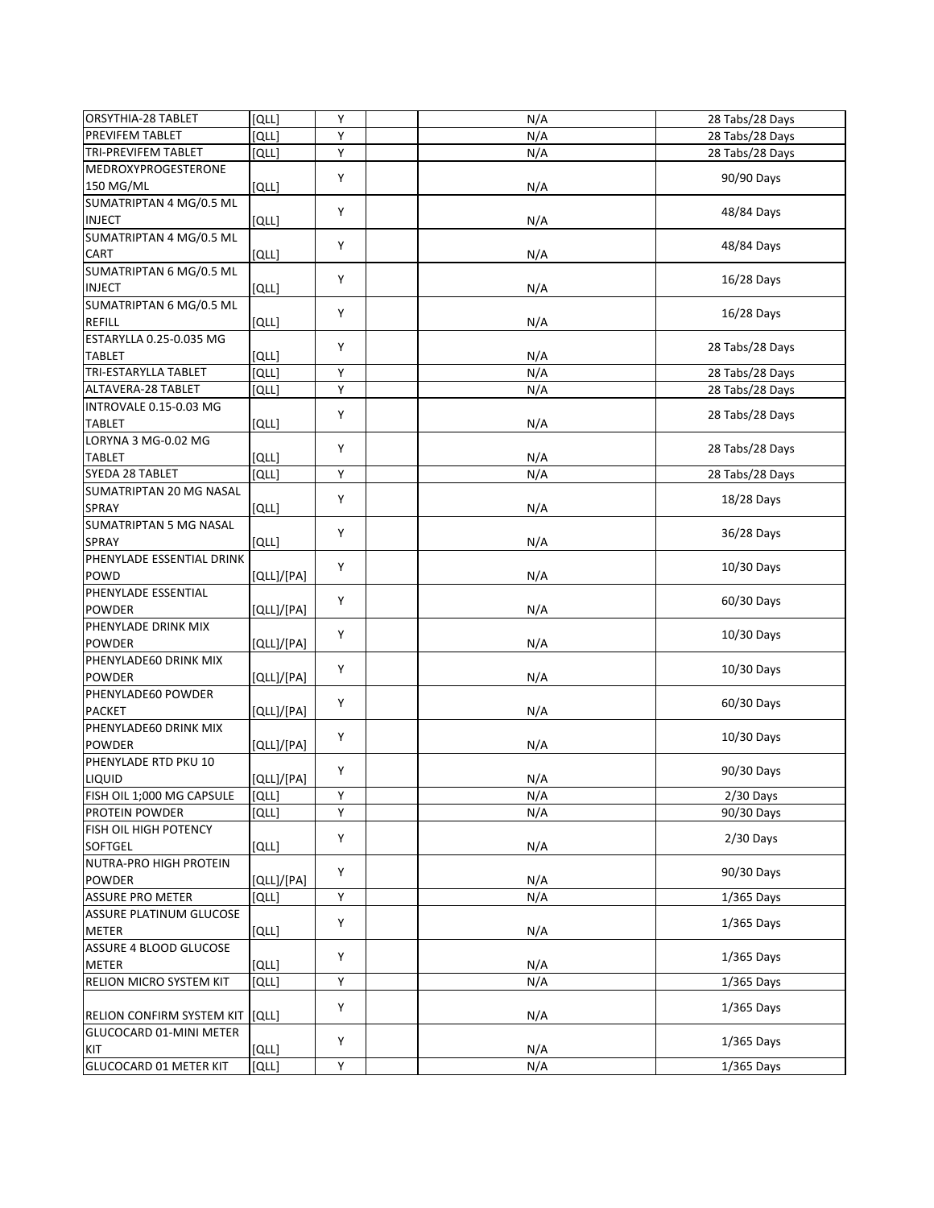| | | | | | |
|---|---|---|---|---|---|
| ORSYTHIA-28 TABLET | [QLL] | Y | | N/A | 28 Tabs/28 Days |
| PREVIFEM TABLET | [QLL] | Y | | N/A | 28 Tabs/28 Days |
| TRI-PREVIFEM TABLET | [QLL] | Y | | N/A | 28 Tabs/28 Days |
| MEDROXYPROGESTERONE 150 MG/ML | [QLL] | Y | | N/A | 90/90 Days |
| SUMATRIPTAN 4 MG/0.5 ML INJECT | [QLL] | Y | | N/A | 48/84 Days |
| SUMATRIPTAN 4 MG/0.5 ML CART | [QLL] | Y | | N/A | 48/84 Days |
| SUMATRIPTAN 6 MG/0.5 ML INJECT | [QLL] | Y | | N/A | 16/28 Days |
| SUMATRIPTAN 6 MG/0.5 ML REFILL | [QLL] | Y | | N/A | 16/28 Days |
| ESTARYLLA 0.25-0.035 MG TABLET | [QLL] | Y | | N/A | 28 Tabs/28 Days |
| TRI-ESTARYLLA TABLET | [QLL] | Y | | N/A | 28 Tabs/28 Days |
| ALTAVERA-28 TABLET | [QLL] | Y | | N/A | 28 Tabs/28 Days |
| INTROVALE 0.15-0.03 MG TABLET | [QLL] | Y | | N/A | 28 Tabs/28 Days |
| LORYNA 3 MG-0.02 MG TABLET | [QLL] | Y | | N/A | 28 Tabs/28 Days |
| SYEDA 28 TABLET | [QLL] | Y | | N/A | 28 Tabs/28 Days |
| SUMATRIPTAN 20 MG NASAL SPRAY | [QLL] | Y | | N/A | 18/28 Days |
| SUMATRIPTAN 5 MG NASAL SPRAY | [QLL] | Y | | N/A | 36/28 Days |
| PHENYLADE ESSENTIAL DRINK POWD | [QLL]/[PA] | Y | | N/A | 10/30 Days |
| PHENYLADE ESSENTIAL POWDER | [QLL]/[PA] | Y | | N/A | 60/30 Days |
| PHENYLADE DRINK MIX POWDER | [QLL]/[PA] | Y | | N/A | 10/30 Days |
| PHENYLADE60 DRINK MIX POWDER | [QLL]/[PA] | Y | | N/A | 10/30 Days |
| PHENYLADE60 POWDER PACKET | [QLL]/[PA] | Y | | N/A | 60/30 Days |
| PHENYLADE60 DRINK MIX POWDER | [QLL]/[PA] | Y | | N/A | 10/30 Days |
| PHENYLADE RTD PKU 10 LIQUID | [QLL]/[PA] | Y | | N/A | 90/30 Days |
| FISH OIL 1;000 MG CAPSULE | [QLL] | Y | | N/A | 2/30 Days |
| PROTEIN POWDER | [QLL] | Y | | N/A | 90/30 Days |
| FISH OIL HIGH POTENCY SOFTGEL | [QLL] | Y | | N/A | 2/30 Days |
| NUTRA-PRO HIGH PROTEIN POWDER | [QLL]/[PA] | Y | | N/A | 90/30 Days |
| ASSURE PRO METER | [QLL] | Y | | N/A | 1/365 Days |
| ASSURE PLATINUM GLUCOSE METER | [QLL] | Y | | N/A | 1/365 Days |
| ASSURE 4 BLOOD GLUCOSE METER | [QLL] | Y | | N/A | 1/365 Days |
| RELION MICRO SYSTEM KIT | [QLL] | Y | | N/A | 1/365 Days |
| RELION CONFIRM SYSTEM KIT | [QLL] | Y | | N/A | 1/365 Days |
| GLUCOCARD 01-MINI METER KIT | [QLL] | Y | | N/A | 1/365 Days |
| GLUCOCARD 01 METER KIT | [QLL] | Y | | N/A | 1/365 Days |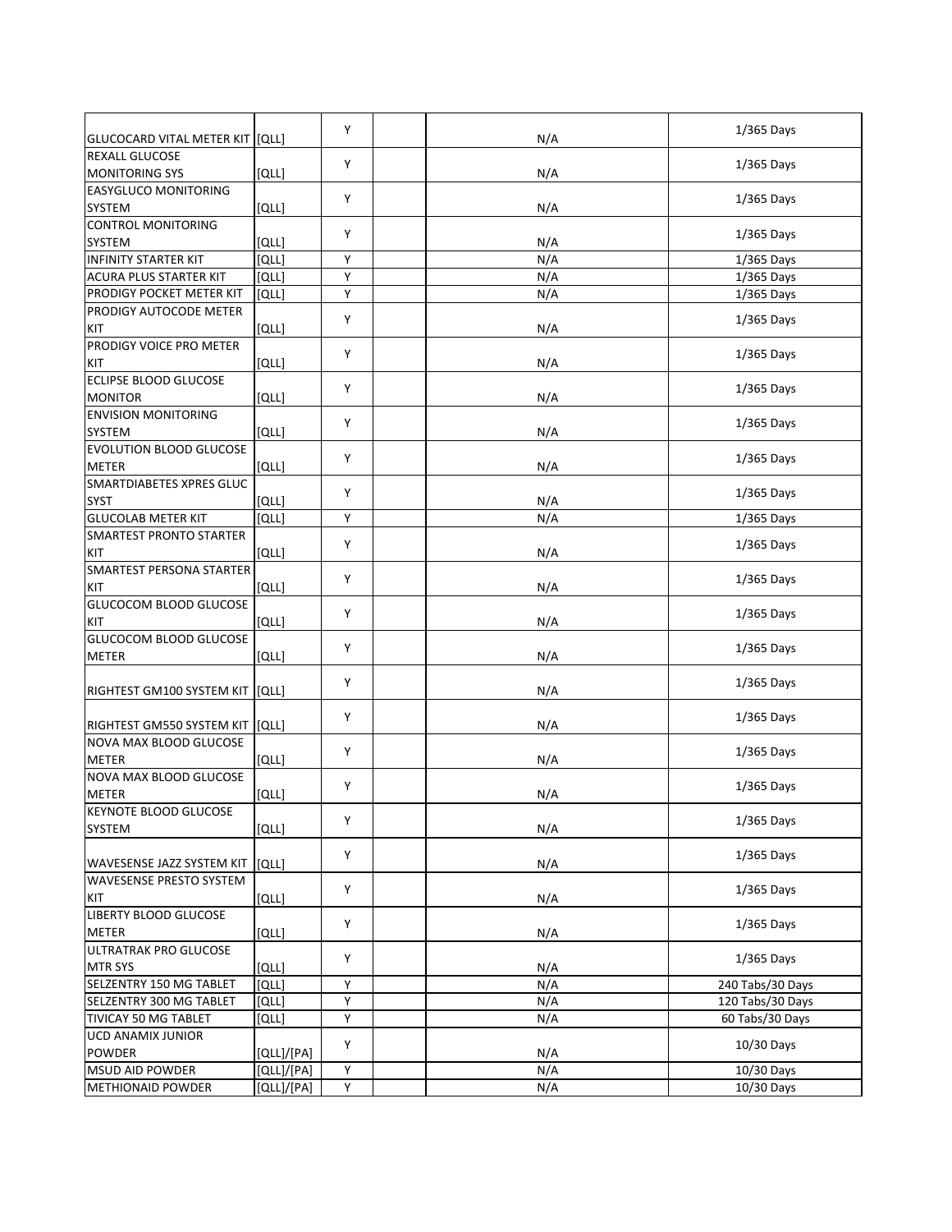| | | | | | |
|---|---|---|---|---|---|
| GLUCOCARD VITAL METER KIT | [QLL] | Y | | N/A | 1/365 Days |
| REXALL GLUCOSE MONITORING SYS | [QLL] | Y | | N/A | 1/365 Days |
| EASYGLUCO MONITORING SYSTEM | [QLL] | Y | | N/A | 1/365 Days |
| CONTROL MONITORING SYSTEM | [QLL] | Y | | N/A | 1/365 Days |
| INFINITY STARTER KIT | [QLL] | Y | | N/A | 1/365 Days |
| ACURA PLUS STARTER KIT | [QLL] | Y | | N/A | 1/365 Days |
| PRODIGY POCKET METER KIT | [QLL] | Y | | N/A | 1/365 Days |
| PRODIGY AUTOCODE METER KIT | [QLL] | Y | | N/A | 1/365 Days |
| PRODIGY VOICE PRO METER KIT | [QLL] | Y | | N/A | 1/365 Days |
| ECLIPSE BLOOD GLUCOSE MONITOR | [QLL] | Y | | N/A | 1/365 Days |
| ENVISION MONITORING SYSTEM | [QLL] | Y | | N/A | 1/365 Days |
| EVOLUTION BLOOD GLUCOSE METER | [QLL] | Y | | N/A | 1/365 Days |
| SMARTDIABETES XPRES GLUC SYST | [QLL] | Y | | N/A | 1/365 Days |
| GLUCOLAB METER KIT | [QLL] | Y | | N/A | 1/365 Days |
| SMARTEST PRONTO STARTER KIT | [QLL] | Y | | N/A | 1/365 Days |
| SMARTEST PERSONA STARTER KIT | [QLL] | Y | | N/A | 1/365 Days |
| GLUCOCOM BLOOD GLUCOSE KIT | [QLL] | Y | | N/A | 1/365 Days |
| GLUCOCOM BLOOD GLUCOSE METER | [QLL] | Y | | N/A | 1/365 Days |
| RIGHTEST GM100 SYSTEM KIT | [QLL] | Y | | N/A | 1/365 Days |
| RIGHTEST GM550 SYSTEM KIT | [QLL] | Y | | N/A | 1/365 Days |
| NOVA MAX BLOOD GLUCOSE METER | [QLL] | Y | | N/A | 1/365 Days |
| NOVA MAX BLOOD GLUCOSE METER | [QLL] | Y | | N/A | 1/365 Days |
| KEYNOTE BLOOD GLUCOSE SYSTEM | [QLL] | Y | | N/A | 1/365 Days |
| WAVESENSE JAZZ SYSTEM KIT | [QLL] | Y | | N/A | 1/365 Days |
| WAVESENSE PRESTO SYSTEM KIT | [QLL] | Y | | N/A | 1/365 Days |
| LIBERTY BLOOD GLUCOSE METER | [QLL] | Y | | N/A | 1/365 Days |
| ULTRATRAK PRO GLUCOSE MTR SYS | [QLL] | Y | | N/A | 1/365 Days |
| SELZENTRY 150 MG TABLET | [QLL] | Y | | N/A | 240 Tabs/30 Days |
| SELZENTRY 300 MG TABLET | [QLL] | Y | | N/A | 120 Tabs/30 Days |
| TIVICAY 50 MG TABLET | [QLL] | Y | | N/A | 60 Tabs/30 Days |
| UCD ANAMIX JUNIOR POWDER | [QLL]/[PA] | Y | | N/A | 10/30 Days |
| MSUD AID POWDER | [QLL]/[PA] | Y | | N/A | 10/30 Days |
| METHIONAID POWDER | [QLL]/[PA] | Y | | N/A | 10/30 Days |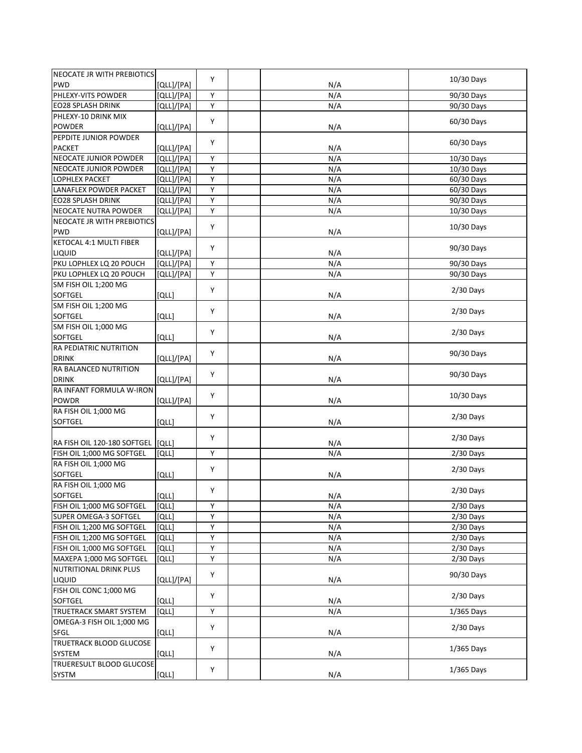| | | | | | |
|---|---|---|---|---|---|
| NEOCATE JR WITH PREBIOTICS PWD | [QLL]/[PA] | Y | | N/A | 10/30 Days |
| PHLEXY-VITS POWDER | [QLL]/[PA] | Y | | N/A | 90/30 Days |
| EO28 SPLASH DRINK | [QLL]/[PA] | Y | | N/A | 90/30 Days |
| PHLEXY-10 DRINK MIX POWDER | [QLL]/[PA] | Y | | N/A | 60/30 Days |
| PEPDITE JUNIOR POWDER PACKET | [QLL]/[PA] | Y | | N/A | 60/30 Days |
| NEOCATE JUNIOR POWDER | [QLL]/[PA] | Y | | N/A | 10/30 Days |
| NEOCATE JUNIOR POWDER | [QLL]/[PA] | Y | | N/A | 10/30 Days |
| LOPHLEX PACKET | [QLL]/[PA] | Y | | N/A | 60/30 Days |
| LANAFLEX POWDER PACKET | [QLL]/[PA] | Y | | N/A | 60/30 Days |
| EO28 SPLASH DRINK | [QLL]/[PA] | Y | | N/A | 90/30 Days |
| NEOCATE NUTRA POWDER | [QLL]/[PA] | Y | | N/A | 10/30 Days |
| NEOCATE JR WITH PREBIOTICS PWD | [QLL]/[PA] | Y | | N/A | 10/30 Days |
| KETOCAL 4:1 MULTI FIBER LIQUID | [QLL]/[PA] | Y | | N/A | 90/30 Days |
| PKU LOPHLEX LQ 20 POUCH | [QLL]/[PA] | Y | | N/A | 90/30 Days |
| PKU LOPHLEX LQ 20 POUCH | [QLL]/[PA] | Y | | N/A | 90/30 Days |
| SM FISH OIL 1;200 MG SOFTGEL | [QLL] | Y | | N/A | 2/30 Days |
| SM FISH OIL 1;200 MG SOFTGEL | [QLL] | Y | | N/A | 2/30 Days |
| SM FISH OIL 1;000 MG SOFTGEL | [QLL] | Y | | N/A | 2/30 Days |
| RA PEDIATRIC NUTRITION DRINK | [QLL]/[PA] | Y | | N/A | 90/30 Days |
| RA BALANCED NUTRITION DRINK | [QLL]/[PA] | Y | | N/A | 90/30 Days |
| RA INFANT FORMULA W-IRON POWDR | [QLL]/[PA] | Y | | N/A | 10/30 Days |
| RA FISH OIL 1;000 MG SOFTGEL | [QLL] | Y | | N/A | 2/30 Days |
| RA FISH OIL 120-180 SOFTGEL | [QLL] | Y | | N/A | 2/30 Days |
| FISH OIL 1;000 MG SOFTGEL | [QLL] | Y | | N/A | 2/30 Days |
| RA FISH OIL 1;000 MG SOFTGEL | [QLL] | Y | | N/A | 2/30 Days |
| RA FISH OIL 1;000 MG SOFTGEL | [QLL] | Y | | N/A | 2/30 Days |
| FISH OIL 1;000 MG SOFTGEL | [QLL] | Y | | N/A | 2/30 Days |
| SUPER OMEGA-3 SOFTGEL | [QLL] | Y | | N/A | 2/30 Days |
| FISH OIL 1;200 MG SOFTGEL | [QLL] | Y | | N/A | 2/30 Days |
| FISH OIL 1;200 MG SOFTGEL | [QLL] | Y | | N/A | 2/30 Days |
| FISH OIL 1;000 MG SOFTGEL | [QLL] | Y | | N/A | 2/30 Days |
| MAXEPA 1;000 MG SOFTGEL | [QLL] | Y | | N/A | 2/30 Days |
| NUTRITIONAL DRINK PLUS LIQUID | [QLL]/[PA] | Y | | N/A | 90/30 Days |
| FISH OIL CONC 1;000 MG SOFTGEL | [QLL] | Y | | N/A | 2/30 Days |
| TRUETRACK SMART SYSTEM | [QLL] | Y | | N/A | 1/365 Days |
| OMEGA-3 FISH OIL 1;000 MG SFGL | [QLL] | Y | | N/A | 2/30 Days |
| TRUETRACK BLOOD GLUCOSE SYSTEM | [QLL] | Y | | N/A | 1/365 Days |
| TRUERESULT BLOOD GLUCOSE SYSTM | [QLL] | Y | | N/A | 1/365 Days |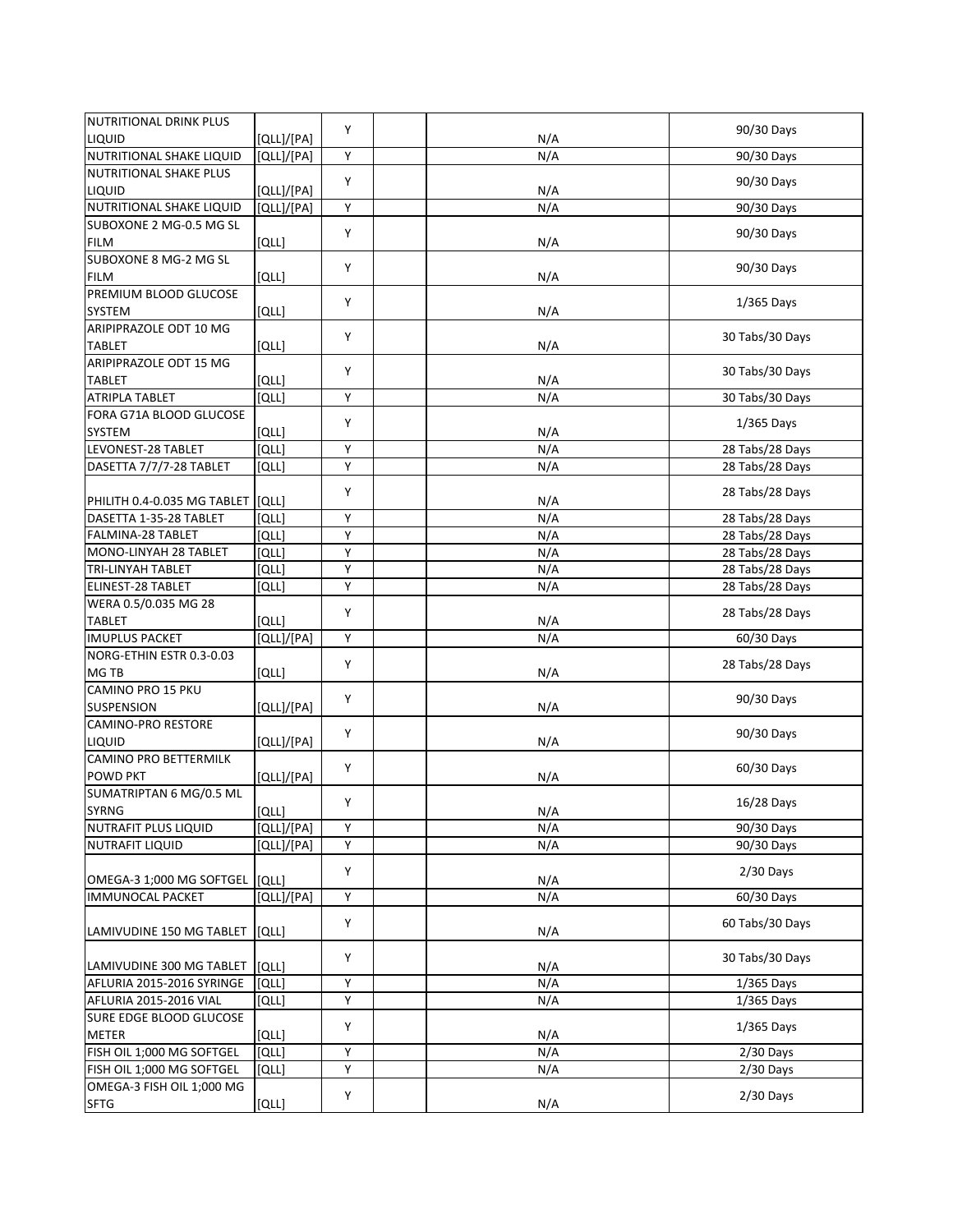| | | | | | |
|---|---|---|---|---|---|
| NUTRITIONAL DRINK PLUS LIQUID | [QLL]/[PA] | Y | | N/A | 90/30 Days |
| NUTRITIONAL SHAKE LIQUID | [QLL]/[PA] | Y | | N/A | 90/30 Days |
| NUTRITIONAL SHAKE PLUS LIQUID | [QLL]/[PA] | Y | | N/A | 90/30 Days |
| NUTRITIONAL SHAKE LIQUID | [QLL]/[PA] | Y | | N/A | 90/30 Days |
| SUBOXONE 2 MG-0.5 MG SL FILM | [QLL] | Y | | N/A | 90/30 Days |
| SUBOXONE 8 MG-2 MG SL FILM | [QLL] | Y | | N/A | 90/30 Days |
| PREMIUM BLOOD GLUCOSE SYSTEM | [QLL] | Y | | N/A | 1/365 Days |
| ARIPIPRAZOLE ODT 10 MG TABLET | [QLL] | Y | | N/A | 30 Tabs/30 Days |
| ARIPIPRAZOLE ODT 15 MG TABLET | [QLL] | Y | | N/A | 30 Tabs/30 Days |
| ATRIPLA TABLET | [QLL] | Y | | N/A | 30 Tabs/30 Days |
| FORA G71A BLOOD GLUCOSE SYSTEM | [QLL] | Y | | N/A | 1/365 Days |
| LEVONEST-28 TABLET | [QLL] | Y | | N/A | 28 Tabs/28 Days |
| DASETTA 7/7/7-28 TABLET | [QLL] | Y | | N/A | 28 Tabs/28 Days |
| PHILITH 0.4-0.035 MG TABLET | [QLL] | Y | | N/A | 28 Tabs/28 Days |
| DASETTA 1-35-28 TABLET | [QLL] | Y | | N/A | 28 Tabs/28 Days |
| FALMINA-28 TABLET | [QLL] | Y | | N/A | 28 Tabs/28 Days |
| MONO-LINYAH 28 TABLET | [QLL] | Y | | N/A | 28 Tabs/28 Days |
| TRI-LINYAH TABLET | [QLL] | Y | | N/A | 28 Tabs/28 Days |
| ELINEST-28 TABLET | [QLL] | Y | | N/A | 28 Tabs/28 Days |
| WERA 0.5/0.035 MG 28 TABLET | [QLL] | Y | | N/A | 28 Tabs/28 Days |
| IMUPLUS PACKET | [QLL]/[PA] | Y | | N/A | 60/30 Days |
| NORG-ETHIN ESTR 0.3-0.03 MG TB | [QLL] | Y | | N/A | 28 Tabs/28 Days |
| CAMINO PRO 15 PKU SUSPENSION | [QLL]/[PA] | Y | | N/A | 90/30 Days |
| CAMINO-PRO RESTORE LIQUID | [QLL]/[PA] | Y | | N/A | 90/30 Days |
| CAMINO PRO BETTERMILK POWD PKT | [QLL]/[PA] | Y | | N/A | 60/30 Days |
| SUMATRIPTAN 6 MG/0.5 ML SYRNG | [QLL] | Y | | N/A | 16/28 Days |
| NUTRAFIT PLUS LIQUID | [QLL]/[PA] | Y | | N/A | 90/30 Days |
| NUTRAFIT LIQUID | [QLL]/[PA] | Y | | N/A | 90/30 Days |
| OMEGA-3 1;000 MG SOFTGEL | [QLL] | Y | | N/A | 2/30 Days |
| IMMUNOCAL PACKET | [QLL]/[PA] | Y | | N/A | 60/30 Days |
| LAMIVUDINE 150 MG TABLET | [QLL] | Y | | N/A | 60 Tabs/30 Days |
| LAMIVUDINE 300 MG TABLET | [QLL] | Y | | N/A | 30 Tabs/30 Days |
| AFLURIA 2015-2016 SYRINGE | [QLL] | Y | | N/A | 1/365 Days |
| AFLURIA 2015-2016 VIAL | [QLL] | Y | | N/A | 1/365 Days |
| SURE EDGE BLOOD GLUCOSE METER | [QLL] | Y | | N/A | 1/365 Days |
| FISH OIL 1;000 MG SOFTGEL | [QLL] | Y | | N/A | 2/30 Days |
| FISH OIL 1;000 MG SOFTGEL | [QLL] | Y | | N/A | 2/30 Days |
| OMEGA-3 FISH OIL 1;000 MG SFTG | [QLL] | Y | | N/A | 2/30 Days |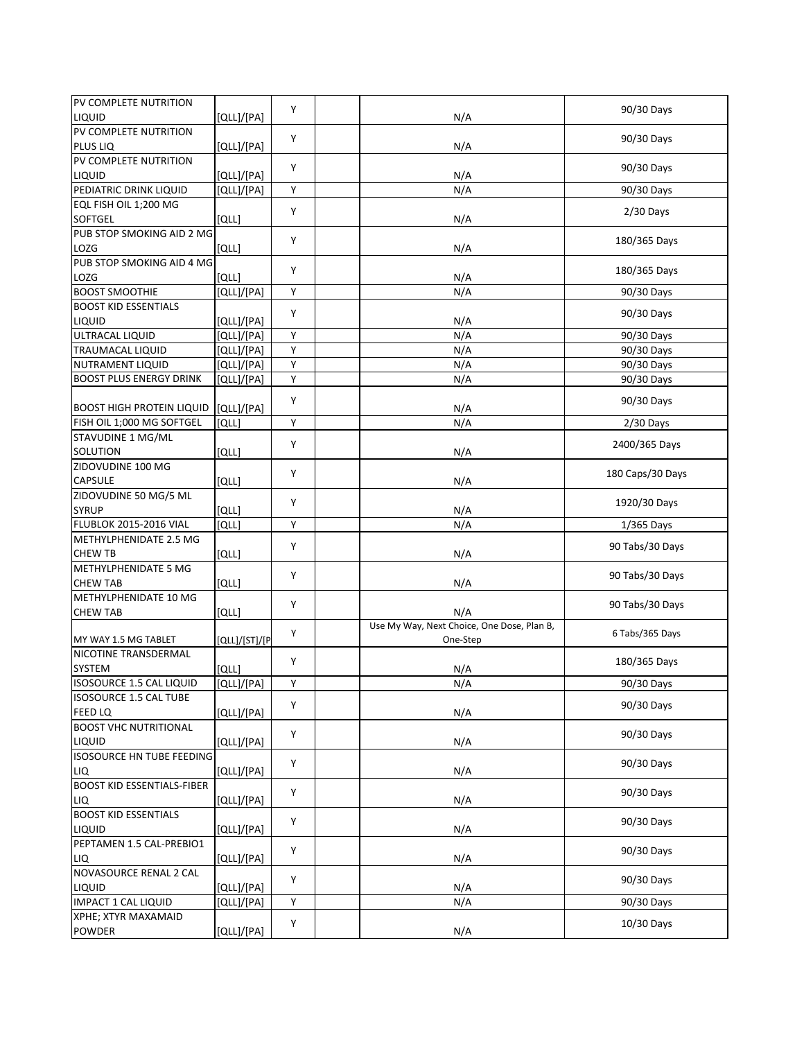| | | | | | |
|---|---|---|---|---|---|
| PV COMPLETE NUTRITION LIQUID | [QLL]/[PA] | Y | | N/A | 90/30 Days |
| PV COMPLETE NUTRITION PLUS LIQ | [QLL]/[PA] | Y | | N/A | 90/30 Days |
| PV COMPLETE NUTRITION LIQUID | [QLL]/[PA] | Y | | N/A | 90/30 Days |
| PEDIATRIC DRINK LIQUID | [QLL]/[PA] | Y | | N/A | 90/30 Days |
| EQL FISH OIL 1;200 MG SOFTGEL | [QLL] | Y | | N/A | 2/30 Days |
| PUB STOP SMOKING AID 2 MG LOZG | [QLL] | Y | | N/A | 180/365 Days |
| PUB STOP SMOKING AID 4 MG LOZG | [QLL] | Y | | N/A | 180/365 Days |
| BOOST SMOOTHIE | [QLL]/[PA] | Y | | N/A | 90/30 Days |
| BOOST KID ESSENTIALS LIQUID | [QLL]/[PA] | Y | | N/A | 90/30 Days |
| ULTRACAL LIQUID | [QLL]/[PA] | Y | | N/A | 90/30 Days |
| TRAUMACAL LIQUID | [QLL]/[PA] | Y | | N/A | 90/30 Days |
| NUTRAMENT LIQUID | [QLL]/[PA] | Y | | N/A | 90/30 Days |
| BOOST PLUS ENERGY DRINK | [QLL]/[PA] | Y | | N/A | 90/30 Days |
| BOOST HIGH PROTEIN LIQUID | [QLL]/[PA] | Y | | N/A | 90/30 Days |
| FISH OIL 1;000 MG SOFTGEL | [QLL] | Y | | N/A | 2/30 Days |
| STAVUDINE 1 MG/ML SOLUTION | [QLL] | Y | | N/A | 2400/365 Days |
| ZIDOVUDINE 100 MG CAPSULE | [QLL] | Y | | N/A | 180 Caps/30 Days |
| ZIDOVUDINE 50 MG/5 ML SYRUP | [QLL] | Y | | N/A | 1920/30 Days |
| FLUBLOK 2015-2016 VIAL | [QLL] | Y | | N/A | 1/365 Days |
| METHYLPHENIDATE 2.5 MG CHEW TB | [QLL] | Y | | N/A | 90 Tabs/30 Days |
| METHYLPHENIDATE 5 MG CHEW TAB | [QLL] | Y | | N/A | 90 Tabs/30 Days |
| METHYLPHENIDATE 10 MG CHEW TAB | [QLL] | Y | | N/A | 90 Tabs/30 Days |
| MY WAY 1.5 MG TABLET | [QLL]/[ST]/[P | Y | | Use My Way, Next Choice, One Dose, Plan B, One-Step | 6 Tabs/365 Days |
| NICOTINE TRANSDERMAL SYSTEM | [QLL] | Y | | N/A | 180/365 Days |
| ISOSOURCE 1.5 CAL LIQUID | [QLL]/[PA] | Y | | N/A | 90/30 Days |
| ISOSOURCE 1.5 CAL TUBE FEED LQ | [QLL]/[PA] | Y | | N/A | 90/30 Days |
| BOOST VHC NUTRITIONAL LIQUID | [QLL]/[PA] | Y | | N/A | 90/30 Days |
| ISOSOURCE HN TUBE FEEDING LIQ | [QLL]/[PA] | Y | | N/A | 90/30 Days |
| BOOST KID ESSENTIALS-FIBER LIQ | [QLL]/[PA] | Y | | N/A | 90/30 Days |
| BOOST KID ESSENTIALS LIQUID | [QLL]/[PA] | Y | | N/A | 90/30 Days |
| PEPTAMEN 1.5 CAL-PREBIO1 LIQ | [QLL]/[PA] | Y | | N/A | 90/30 Days |
| NOVASOURCE RENAL 2 CAL LIQUID | [QLL]/[PA] | Y | | N/A | 90/30 Days |
| IMPACT 1 CAL LIQUID | [QLL]/[PA] | Y | | N/A | 90/30 Days |
| XPHE; XTYR MAXAMAID POWDER | [QLL]/[PA] | Y | | N/A | 10/30 Days |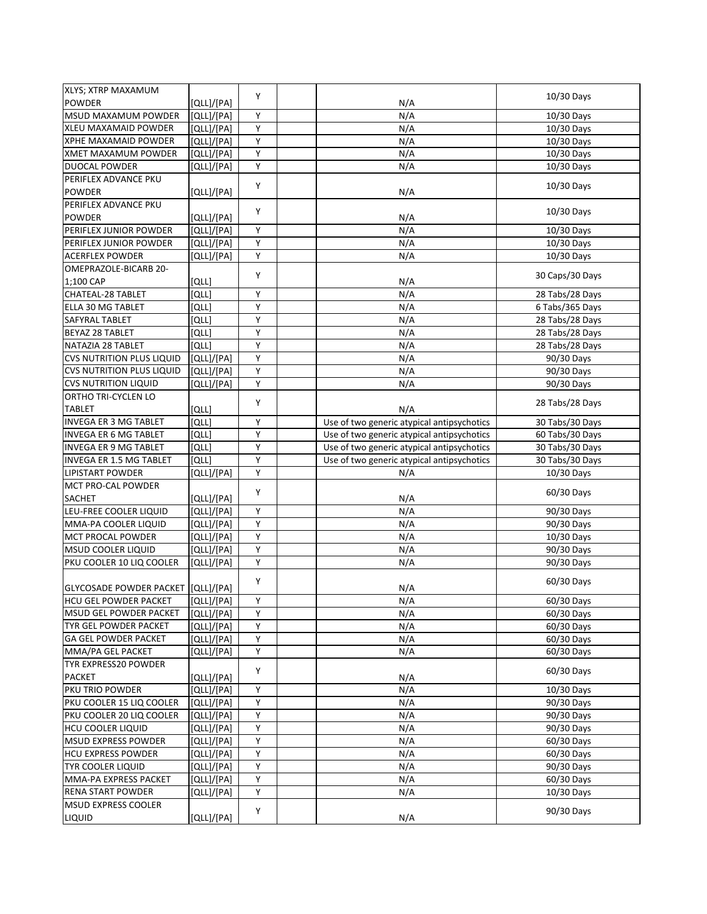| | | | | | |
|---|---|---|---|---|---|
| XLYS; XTRP MAXAMUM POWDER | [QLL]/[PA] | Y | | N/A | 10/30 Days |
| MSUD MAXAMUM POWDER | [QLL]/[PA] | Y | | N/A | 10/30 Days |
| XLEU MAXAMAID POWDER | [QLL]/[PA] | Y | | N/A | 10/30 Days |
| XPHE MAXAMAID POWDER | [QLL]/[PA] | Y | | N/A | 10/30 Days |
| XMET MAXAMUM POWDER | [QLL]/[PA] | Y | | N/A | 10/30 Days |
| DUOCAL POWDER | [QLL]/[PA] | Y | | N/A | 10/30 Days |
| PERIFLEX ADVANCE PKU POWDER | [QLL]/[PA] | Y | | N/A | 10/30 Days |
| PERIFLEX ADVANCE PKU POWDER | [QLL]/[PA] | Y | | N/A | 10/30 Days |
| PERIFLEX JUNIOR POWDER | [QLL]/[PA] | Y | | N/A | 10/30 Days |
| PERIFLEX JUNIOR POWDER | [QLL]/[PA] | Y | | N/A | 10/30 Days |
| ACERFLEX POWDER | [QLL]/[PA] | Y | | N/A | 10/30 Days |
| OMEPRAZOLE-BICARB 20-1;100 CAP | [QLL] | Y | | N/A | 30 Caps/30 Days |
| CHATEAL-28 TABLET | [QLL] | Y | | N/A | 28 Tabs/28 Days |
| ELLA 30 MG TABLET | [QLL] | Y | | N/A | 6 Tabs/365 Days |
| SAFYRAL TABLET | [QLL] | Y | | N/A | 28 Tabs/28 Days |
| BEYAZ 28 TABLET | [QLL] | Y | | N/A | 28 Tabs/28 Days |
| NATAZIA 28 TABLET | [QLL] | Y | | N/A | 28 Tabs/28 Days |
| CVS NUTRITION PLUS LIQUID | [QLL]/[PA] | Y | | N/A | 90/30 Days |
| CVS NUTRITION PLUS LIQUID | [QLL]/[PA] | Y | | N/A | 90/30 Days |
| CVS NUTRITION LIQUID | [QLL]/[PA] | Y | | N/A | 90/30 Days |
| ORTHO TRI-CYCLEN LO TABLET | [QLL] | Y | | N/A | 28 Tabs/28 Days |
| INVEGA ER 3 MG TABLET | [QLL] | Y | | Use of two generic atypical antipsychotics | 30 Tabs/30 Days |
| INVEGA ER 6 MG TABLET | [QLL] | Y | | Use of two generic atypical antipsychotics | 60 Tabs/30 Days |
| INVEGA ER 9 MG TABLET | [QLL] | Y | | Use of two generic atypical antipsychotics | 30 Tabs/30 Days |
| INVEGA ER 1.5 MG TABLET | [QLL] | Y | | Use of two generic atypical antipsychotics | 30 Tabs/30 Days |
| LIPISTART POWDER | [QLL]/[PA] | Y | | N/A | 10/30 Days |
| MCT PRO-CAL POWDER SACHET | [QLL]/[PA] | Y | | N/A | 60/30 Days |
| LEU-FREE COOLER LIQUID | [QLL]/[PA] | Y | | N/A | 90/30 Days |
| MMA-PA COOLER LIQUID | [QLL]/[PA] | Y | | N/A | 90/30 Days |
| MCT PROCAL POWDER | [QLL]/[PA] | Y | | N/A | 10/30 Days |
| MSUD COOLER LIQUID | [QLL]/[PA] | Y | | N/A | 90/30 Days |
| PKU COOLER 10 LIQ COOLER | [QLL]/[PA] | Y | | N/A | 90/30 Days |
| GLYCOSADE POWDER PACKET | [QLL]/[PA] | Y | | N/A | 60/30 Days |
| HCU GEL POWDER PACKET | [QLL]/[PA] | Y | | N/A | 60/30 Days |
| MSUD GEL POWDER PACKET | [QLL]/[PA] | Y | | N/A | 60/30 Days |
| TYR GEL POWDER PACKET | [QLL]/[PA] | Y | | N/A | 60/30 Days |
| GA GEL POWDER PACKET | [QLL]/[PA] | Y | | N/A | 60/30 Days |
| MMA/PA GEL PACKET | [QLL]/[PA] | Y | | N/A | 60/30 Days |
| TYR EXPRESS20 POWDER PACKET | [QLL]/[PA] | Y | | N/A | 60/30 Days |
| PKU TRIO POWDER | [QLL]/[PA] | Y | | N/A | 10/30 Days |
| PKU COOLER 15 LIQ COOLER | [QLL]/[PA] | Y | | N/A | 90/30 Days |
| PKU COOLER 20 LIQ COOLER | [QLL]/[PA] | Y | | N/A | 90/30 Days |
| HCU COOLER LIQUID | [QLL]/[PA] | Y | | N/A | 90/30 Days |
| MSUD EXPRESS POWDER | [QLL]/[PA] | Y | | N/A | 60/30 Days |
| HCU EXPRESS POWDER | [QLL]/[PA] | Y | | N/A | 60/30 Days |
| TYR COOLER LIQUID | [QLL]/[PA] | Y | | N/A | 90/30 Days |
| MMA-PA EXPRESS PACKET | [QLL]/[PA] | Y | | N/A | 60/30 Days |
| RENA START POWDER | [QLL]/[PA] | Y | | N/A | 10/30 Days |
| MSUD EXPRESS COOLER LIQUID | [QLL]/[PA] | Y | | N/A | 90/30 Days |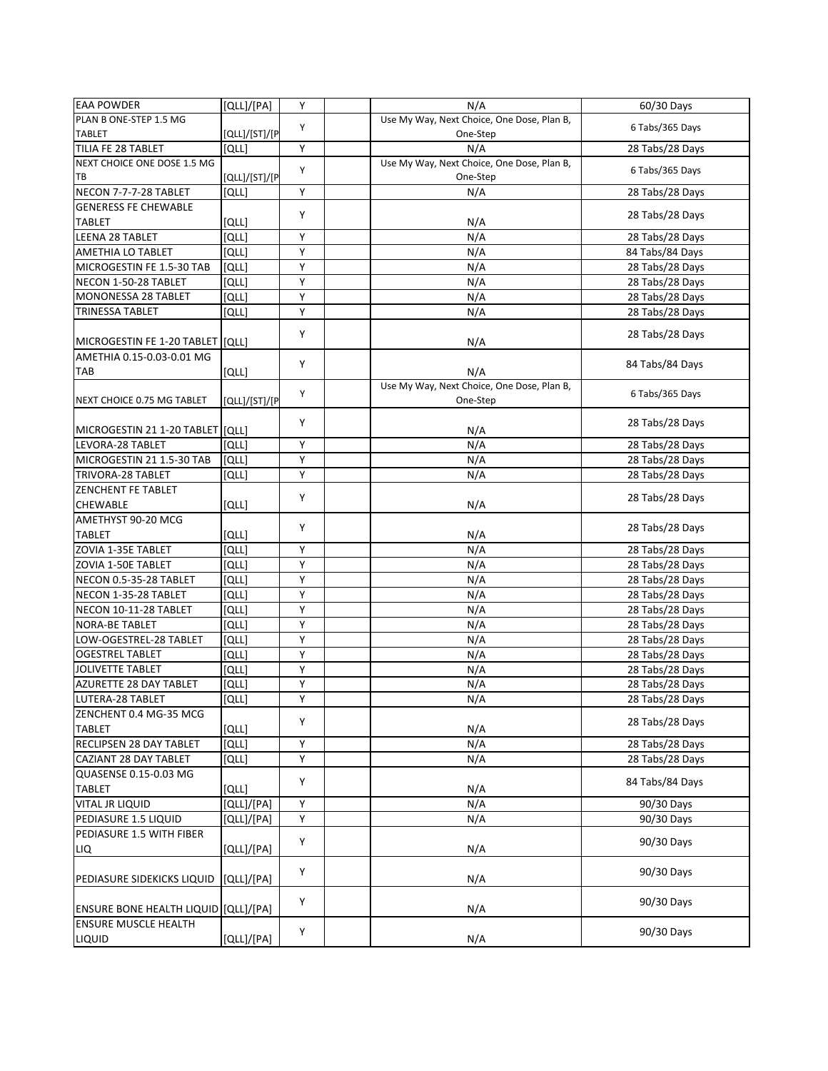| | | | | | |
|---|---|---|---|---|---|
| EAA POWDER | [QLL]/[PA] | Y | | N/A | 60/30 Days |
| PLAN B ONE-STEP 1.5 MG TABLET | [QLL]/[ST]/[P | Y | | Use My Way, Next Choice, One Dose, Plan B, One-Step | 6 Tabs/365 Days |
| TILIA FE 28 TABLET | [QLL] | Y | | N/A | 28 Tabs/28 Days |
| NEXT CHOICE ONE DOSE 1.5 MG TB | [QLL]/[ST]/[P | Y | | Use My Way, Next Choice, One Dose, Plan B, One-Step | 6 Tabs/365 Days |
| NECON 7-7-7-28 TABLET | [QLL] | Y | | N/A | 28 Tabs/28 Days |
| GENERESS FE CHEWABLE TABLET | [QLL] | Y | | N/A | 28 Tabs/28 Days |
| LEENA 28 TABLET | [QLL] | Y | | N/A | 28 Tabs/28 Days |
| AMETHIA LO TABLET | [QLL] | Y | | N/A | 84 Tabs/84 Days |
| MICROGESTIN FE 1.5-30 TAB | [QLL] | Y | | N/A | 28 Tabs/28 Days |
| NECON 1-50-28 TABLET | [QLL] | Y | | N/A | 28 Tabs/28 Days |
| MONONESSA 28 TABLET | [QLL] | Y | | N/A | 28 Tabs/28 Days |
| TRINESSA TABLET | [QLL] | Y | | N/A | 28 Tabs/28 Days |
| MICROGESTIN FE 1-20 TABLET | [QLL] | Y | | N/A | 28 Tabs/28 Days |
| AMETHIA 0.15-0.03-0.01 MG TAB | [QLL] | Y | | N/A | 84 Tabs/84 Days |
| NEXT CHOICE 0.75 MG TABLET | [QLL]/[ST]/[P | Y | | Use My Way, Next Choice, One Dose, Plan B, One-Step | 6 Tabs/365 Days |
| MICROGESTIN 21 1-20 TABLET | [QLL] | Y | | N/A | 28 Tabs/28 Days |
| LEVORA-28 TABLET | [QLL] | Y | | N/A | 28 Tabs/28 Days |
| MICROGESTIN 21 1.5-30 TAB | [QLL] | Y | | N/A | 28 Tabs/28 Days |
| TRIVORA-28 TABLET | [QLL] | Y | | N/A | 28 Tabs/28 Days |
| ZENCHENT FE TABLET CHEWABLE | [QLL] | Y | | N/A | 28 Tabs/28 Days |
| AMETHYST 90-20 MCG TABLET | [QLL] | Y | | N/A | 28 Tabs/28 Days |
| ZOVIA 1-35E TABLET | [QLL] | Y | | N/A | 28 Tabs/28 Days |
| ZOVIA 1-50E TABLET | [QLL] | Y | | N/A | 28 Tabs/28 Days |
| NECON 0.5-35-28 TABLET | [QLL] | Y | | N/A | 28 Tabs/28 Days |
| NECON 1-35-28 TABLET | [QLL] | Y | | N/A | 28 Tabs/28 Days |
| NECON 10-11-28 TABLET | [QLL] | Y | | N/A | 28 Tabs/28 Days |
| NORA-BE TABLET | [QLL] | Y | | N/A | 28 Tabs/28 Days |
| LOW-OGESTREL-28 TABLET | [QLL] | Y | | N/A | 28 Tabs/28 Days |
| OGESTREL TABLET | [QLL] | Y | | N/A | 28 Tabs/28 Days |
| JOLIVETTE TABLET | [QLL] | Y | | N/A | 28 Tabs/28 Days |
| AZURETTE 28 DAY TABLET | [QLL] | Y | | N/A | 28 Tabs/28 Days |
| LUTERA-28 TABLET | [QLL] | Y | | N/A | 28 Tabs/28 Days |
| ZENCHENT 0.4 MG-35 MCG TABLET | [QLL] | Y | | N/A | 28 Tabs/28 Days |
| RECLIPSEN 28 DAY TABLET | [QLL] | Y | | N/A | 28 Tabs/28 Days |
| CAZIANT 28 DAY TABLET | [QLL] | Y | | N/A | 28 Tabs/28 Days |
| QUASENSE 0.15-0.03 MG TABLET | [QLL] | Y | | N/A | 84 Tabs/84 Days |
| VITAL JR LIQUID | [QLL]/[PA] | Y | | N/A | 90/30 Days |
| PEDIASURE 1.5 LIQUID | [QLL]/[PA] | Y | | N/A | 90/30 Days |
| PEDIASURE 1.5 WITH FIBER LIQ | [QLL]/[PA] | Y | | N/A | 90/30 Days |
| PEDIASURE SIDEKICKS LIQUID | [QLL]/[PA] | Y | | N/A | 90/30 Days |
| ENSURE BONE HEALTH LIQUID | [QLL]/[PA] | Y | | N/A | 90/30 Days |
| ENSURE MUSCLE HEALTH LIQUID | [QLL]/[PA] | Y | | N/A | 90/30 Days |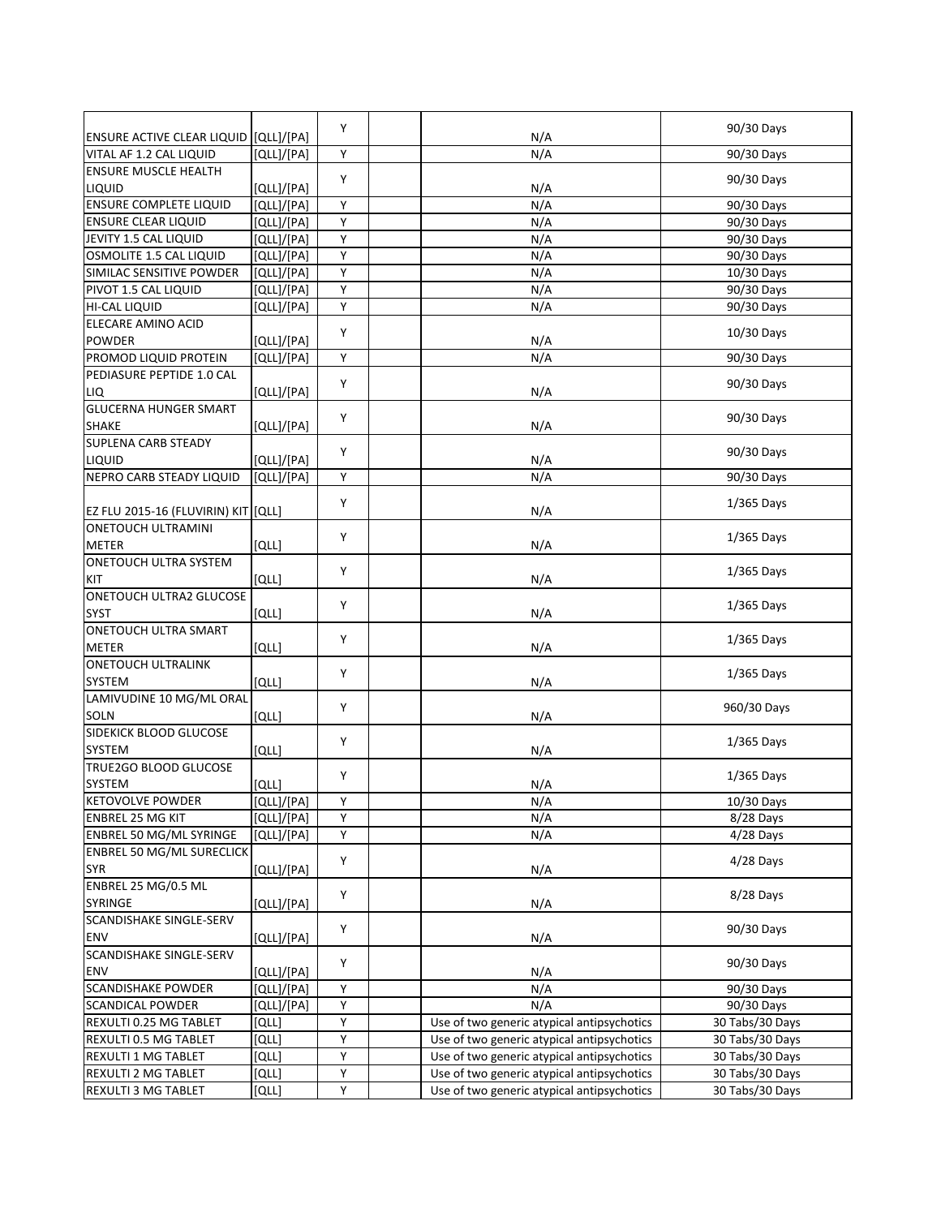| | | | | | |
|---|---|---|---|---|---|
| ENSURE ACTIVE CLEAR LIQUID | [QLL]/[PA] | Y | | N/A | 90/30 Days |
| VITAL AF 1.2 CAL LIQUID | [QLL]/[PA] | Y | | N/A | 90/30 Days |
| ENSURE MUSCLE HEALTH LIQUID | [QLL]/[PA] | Y | | N/A | 90/30 Days |
| ENSURE COMPLETE LIQUID | [QLL]/[PA] | Y | | N/A | 90/30 Days |
| ENSURE CLEAR LIQUID | [QLL]/[PA] | Y | | N/A | 90/30 Days |
| JEVITY 1.5 CAL LIQUID | [QLL]/[PA] | Y | | N/A | 90/30 Days |
| OSMOLITE 1.5 CAL LIQUID | [QLL]/[PA] | Y | | N/A | 90/30 Days |
| SIMILAC SENSITIVE POWDER | [QLL]/[PA] | Y | | N/A | 10/30 Days |
| PIVOT 1.5 CAL LIQUID | [QLL]/[PA] | Y | | N/A | 90/30 Days |
| HI-CAL LIQUID | [QLL]/[PA] | Y | | N/A | 90/30 Days |
| ELECARE AMINO ACID POWDER | [QLL]/[PA] | Y | | N/A | 10/30 Days |
| PROMOD LIQUID PROTEIN | [QLL]/[PA] | Y | | N/A | 90/30 Days |
| PEDIASURE PEPTIDE 1.0 CAL LIQ | [QLL]/[PA] | Y | | N/A | 90/30 Days |
| GLUCERNA HUNGER SMART SHAKE | [QLL]/[PA] | Y | | N/A | 90/30 Days |
| SUPLENA CARB STEADY LIQUID | [QLL]/[PA] | Y | | N/A | 90/30 Days |
| NEPRO CARB STEADY LIQUID | [QLL]/[PA] | Y | | N/A | 90/30 Days |
| EZ FLU 2015-16 (FLUVIRIN) KIT | [QLL] | Y | | N/A | 1/365 Days |
| ONETOUCH ULTRAMINI METER | [QLL] | Y | | N/A | 1/365 Days |
| ONETOUCH ULTRA SYSTEM KIT | [QLL] | Y | | N/A | 1/365 Days |
| ONETOUCH ULTRA2 GLUCOSE SYST | [QLL] | Y | | N/A | 1/365 Days |
| ONETOUCH ULTRA SMART METER | [QLL] | Y | | N/A | 1/365 Days |
| ONETOUCH ULTRALINK SYSTEM | [QLL] | Y | | N/A | 1/365 Days |
| LAMIVUDINE 10 MG/ML ORAL SOLN | [QLL] | Y | | N/A | 960/30 Days |
| SIDEKICK BLOOD GLUCOSE SYSTEM | [QLL] | Y | | N/A | 1/365 Days |
| TRUE2GO BLOOD GLUCOSE SYSTEM | [QLL] | Y | | N/A | 1/365 Days |
| KETOVOLVE POWDER | [QLL]/[PA] | Y | | N/A | 10/30 Days |
| ENBREL 25 MG KIT | [QLL]/[PA] | Y | | N/A | 8/28 Days |
| ENBREL 50 MG/ML SYRINGE | [QLL]/[PA] | Y | | N/A | 4/28 Days |
| ENBREL 50 MG/ML SURECLICK SYR | [QLL]/[PA] | Y | | N/A | 4/28 Days |
| ENBREL 25 MG/0.5 ML SYRINGE | [QLL]/[PA] | Y | | N/A | 8/28 Days |
| SCANDISHAKE SINGLE-SERV ENV | [QLL]/[PA] | Y | | N/A | 90/30 Days |
| SCANDISHAKE SINGLE-SERV ENV | [QLL]/[PA] | Y | | N/A | 90/30 Days |
| SCANDISHAKE POWDER | [QLL]/[PA] | Y | | N/A | 90/30 Days |
| SCANDICAL POWDER | [QLL]/[PA] | Y | | N/A | 90/30 Days |
| REXULTI 0.25 MG TABLET | [QLL] | Y | | Use of two generic atypical antipsychotics | 30 Tabs/30 Days |
| REXULTI 0.5 MG TABLET | [QLL] | Y | | Use of two generic atypical antipsychotics | 30 Tabs/30 Days |
| REXULTI 1 MG TABLET | [QLL] | Y | | Use of two generic atypical antipsychotics | 30 Tabs/30 Days |
| REXULTI 2 MG TABLET | [QLL] | Y | | Use of two generic atypical antipsychotics | 30 Tabs/30 Days |
| REXULTI 3 MG TABLET | [QLL] | Y | | Use of two generic atypical antipsychotics | 30 Tabs/30 Days |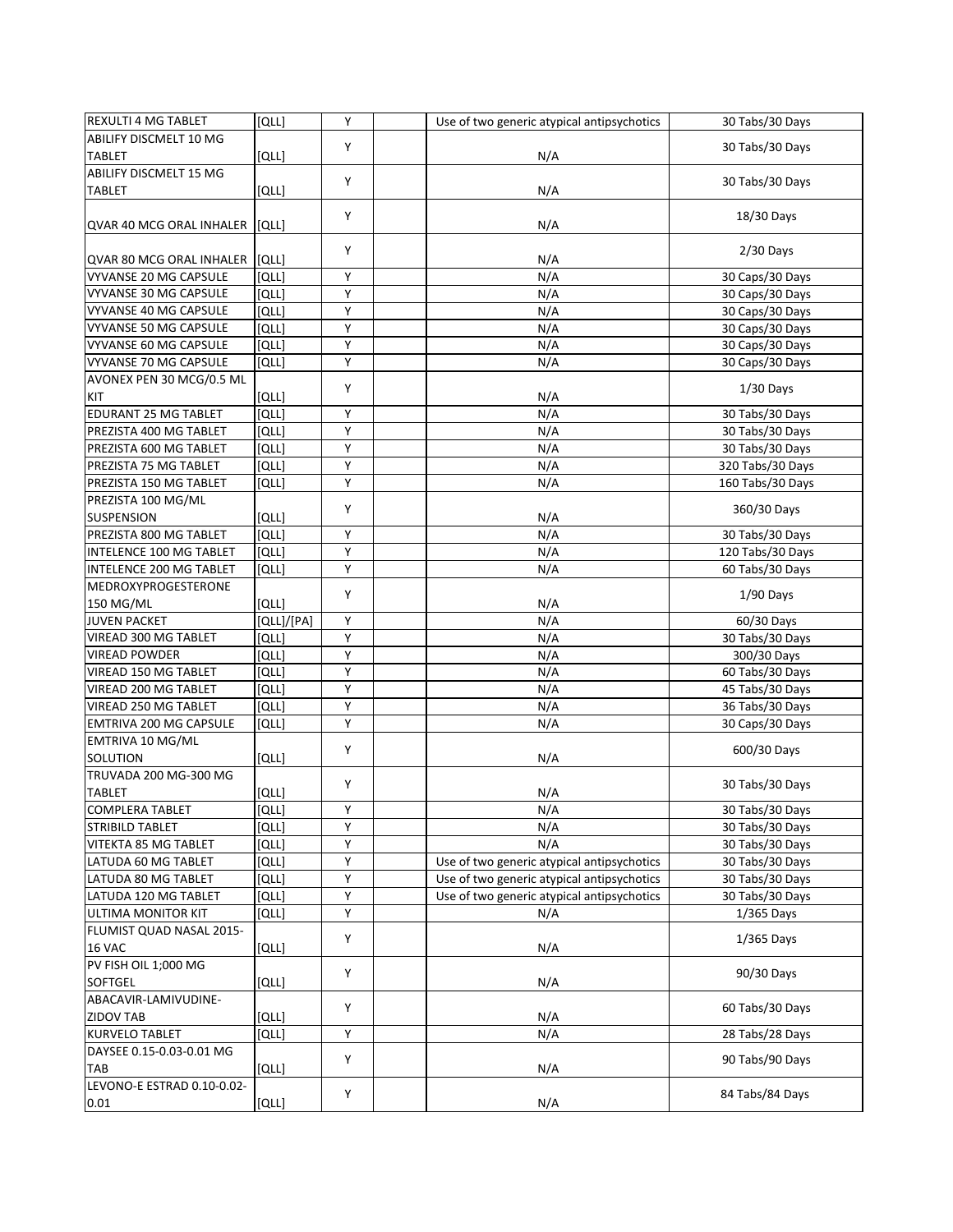| | | | | | |
|---|---|---|---|---|---|
| REXULTI 4 MG TABLET | [QLL] | Y | | Use of two generic atypical antipsychotics | 30 Tabs/30 Days |
| ABILIFY DISCMELT 10 MG TABLET | [QLL] | Y | | N/A | 30 Tabs/30 Days |
| ABILIFY DISCMELT 15 MG TABLET | [QLL] | Y | | N/A | 30 Tabs/30 Days |
| QVAR 40 MCG ORAL INHALER | [QLL] | Y | | N/A | 18/30 Days |
| QVAR 80 MCG ORAL INHALER | [QLL] | Y | | N/A | 2/30 Days |
| VYVANSE 20 MG CAPSULE | [QLL] | Y | | N/A | 30 Caps/30 Days |
| VYVANSE 30 MG CAPSULE | [QLL] | Y | | N/A | 30 Caps/30 Days |
| VYVANSE 40 MG CAPSULE | [QLL] | Y | | N/A | 30 Caps/30 Days |
| VYVANSE 50 MG CAPSULE | [QLL] | Y | | N/A | 30 Caps/30 Days |
| VYVANSE 60 MG CAPSULE | [QLL] | Y | | N/A | 30 Caps/30 Days |
| VYVANSE 70 MG CAPSULE | [QLL] | Y | | N/A | 30 Caps/30 Days |
| AVONEX PEN 30 MCG/0.5 ML KIT | [QLL] | Y | | N/A | 1/30 Days |
| EDURANT 25 MG TABLET | [QLL] | Y | | N/A | 30 Tabs/30 Days |
| PREZISTA 400 MG TABLET | [QLL] | Y | | N/A | 30 Tabs/30 Days |
| PREZISTA 600 MG TABLET | [QLL] | Y | | N/A | 30 Tabs/30 Days |
| PREZISTA 75 MG TABLET | [QLL] | Y | | N/A | 320 Tabs/30 Days |
| PREZISTA 150 MG TABLET | [QLL] | Y | | N/A | 160 Tabs/30 Days |
| PREZISTA 100 MG/ML SUSPENSION | [QLL] | Y | | N/A | 360/30 Days |
| PREZISTA 800 MG TABLET | [QLL] | Y | | N/A | 30 Tabs/30 Days |
| INTELENCE 100 MG TABLET | [QLL] | Y | | N/A | 120 Tabs/30 Days |
| INTELENCE 200 MG TABLET | [QLL] | Y | | N/A | 60 Tabs/30 Days |
| MEDROXYPROGESTERONE 150 MG/ML | [QLL] | Y | | N/A | 1/90 Days |
| JUVEN PACKET | [QLL]/[PA] | Y | | N/A | 60/30 Days |
| VIREAD 300 MG TABLET | [QLL] | Y | | N/A | 30 Tabs/30 Days |
| VIREAD POWDER | [QLL] | Y | | N/A | 300/30 Days |
| VIREAD 150 MG TABLET | [QLL] | Y | | N/A | 60 Tabs/30 Days |
| VIREAD 200 MG TABLET | [QLL] | Y | | N/A | 45 Tabs/30 Days |
| VIREAD 250 MG TABLET | [QLL] | Y | | N/A | 36 Tabs/30 Days |
| EMTRIVA 200 MG CAPSULE | [QLL] | Y | | N/A | 30 Caps/30 Days |
| EMTRIVA 10 MG/ML SOLUTION | [QLL] | Y | | N/A | 600/30 Days |
| TRUVADA 200 MG-300 MG TABLET | [QLL] | Y | | N/A | 30 Tabs/30 Days |
| COMPLERA TABLET | [QLL] | Y | | N/A | 30 Tabs/30 Days |
| STRIBILD TABLET | [QLL] | Y | | N/A | 30 Tabs/30 Days |
| VITEKTA 85 MG TABLET | [QLL] | Y | | N/A | 30 Tabs/30 Days |
| LATUDA 60 MG TABLET | [QLL] | Y | | Use of two generic atypical antipsychotics | 30 Tabs/30 Days |
| LATUDA 80 MG TABLET | [QLL] | Y | | Use of two generic atypical antipsychotics | 30 Tabs/30 Days |
| LATUDA 120 MG TABLET | [QLL] | Y | | Use of two generic atypical antipsychotics | 30 Tabs/30 Days |
| ULTIMA MONITOR KIT | [QLL] | Y | | N/A | 1/365 Days |
| FLUMIST QUAD NASAL 2015-16 VAC | [QLL] | Y | | N/A | 1/365 Days |
| PV FISH OIL 1;000 MG SOFTGEL | [QLL] | Y | | N/A | 90/30 Days |
| ABACAVIR-LAMIVUDINE-ZIDOV TAB | [QLL] | Y | | N/A | 60 Tabs/30 Days |
| KURVELO TABLET | [QLL] | Y | | N/A | 28 Tabs/28 Days |
| DAYSEE 0.15-0.03-0.01 MG TAB | [QLL] | Y | | N/A | 90 Tabs/90 Days |
| LEVONO-E ESTRAD 0.10-0.02-0.01 | [QLL] | Y | | N/A | 84 Tabs/84 Days |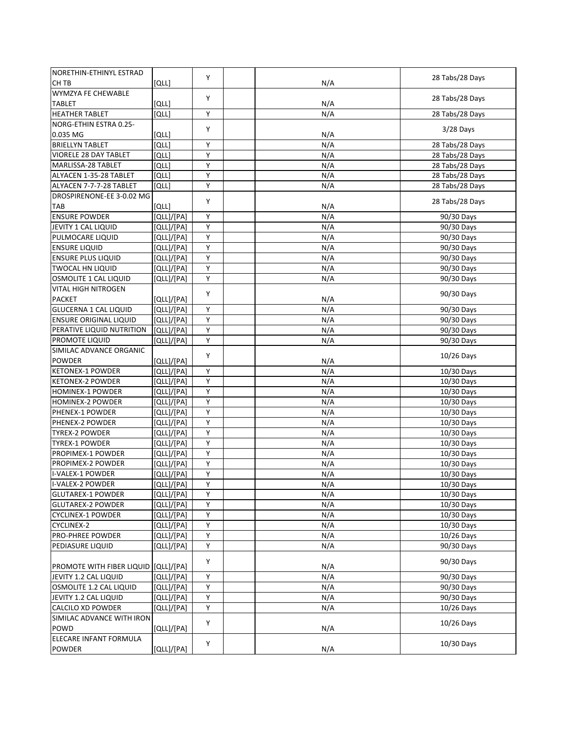| | | | | | |
|---|---|---|---|---|---|
| NORETHIN-ETHINYL ESTRAD CH TB | [QLL] | Y | | N/A | 28 Tabs/28 Days |
| WYMZYA FE CHEWABLE TABLET | [QLL] | Y | | N/A | 28 Tabs/28 Days |
| HEATHER TABLET | [QLL] | Y | | N/A | 28 Tabs/28 Days |
| NORG-ETHIN ESTRA 0.25-0.035 MG | [QLL] | Y | | N/A | 3/28 Days |
| BRIELLYN TABLET | [QLL] | Y | | N/A | 28 Tabs/28 Days |
| VIORELE 28 DAY TABLET | [QLL] | Y | | N/A | 28 Tabs/28 Days |
| MARLISSA-28 TABLET | [QLL] | Y | | N/A | 28 Tabs/28 Days |
| ALYACEN 1-35-28 TABLET | [QLL] | Y | | N/A | 28 Tabs/28 Days |
| ALYACEN 7-7-7-28 TABLET | [QLL] | Y | | N/A | 28 Tabs/28 Days |
| DROSPIRENONE-EE 3-0.02 MG TAB | [QLL] | Y | | N/A | 28 Tabs/28 Days |
| ENSURE POWDER | [QLL]/[PA] | Y | | N/A | 90/30 Days |
| JEVITY 1 CAL LIQUID | [QLL]/[PA] | Y | | N/A | 90/30 Days |
| PULMOCARE LIQUID | [QLL]/[PA] | Y | | N/A | 90/30 Days |
| ENSURE LIQUID | [QLL]/[PA] | Y | | N/A | 90/30 Days |
| ENSURE PLUS LIQUID | [QLL]/[PA] | Y | | N/A | 90/30 Days |
| TWOCAL HN LIQUID | [QLL]/[PA] | Y | | N/A | 90/30 Days |
| OSMOLITE 1 CAL LIQUID | [QLL]/[PA] | Y | | N/A | 90/30 Days |
| VITAL HIGH NITROGEN PACKET | [QLL]/[PA] | Y | | N/A | 90/30 Days |
| GLUCERNA 1 CAL LIQUID | [QLL]/[PA] | Y | | N/A | 90/30 Days |
| ENSURE ORIGINAL LIQUID | [QLL]/[PA] | Y | | N/A | 90/30 Days |
| PERATIVE LIQUID NUTRITION | [QLL]/[PA] | Y | | N/A | 90/30 Days |
| PROMOTE LIQUID | [QLL]/[PA] | Y | | N/A | 90/30 Days |
| SIMILAC ADVANCE ORGANIC POWDER | [QLL]/[PA] | Y | | N/A | 10/26 Days |
| KETONEX-1 POWDER | [QLL]/[PA] | Y | | N/A | 10/30 Days |
| KETONEX-2 POWDER | [QLL]/[PA] | Y | | N/A | 10/30 Days |
| HOMINEX-1 POWDER | [QLL]/[PA] | Y | | N/A | 10/30 Days |
| HOMINEX-2 POWDER | [QLL]/[PA] | Y | | N/A | 10/30 Days |
| PHENEX-1 POWDER | [QLL]/[PA] | Y | | N/A | 10/30 Days |
| PHENEX-2 POWDER | [QLL]/[PA] | Y | | N/A | 10/30 Days |
| TYREX-2 POWDER | [QLL]/[PA] | Y | | N/A | 10/30 Days |
| TYREX-1 POWDER | [QLL]/[PA] | Y | | N/A | 10/30 Days |
| PROPIMEX-1 POWDER | [QLL]/[PA] | Y | | N/A | 10/30 Days |
| PROPIMEX-2 POWDER | [QLL]/[PA] | Y | | N/A | 10/30 Days |
| I-VALEX-1 POWDER | [QLL]/[PA] | Y | | N/A | 10/30 Days |
| I-VALEX-2 POWDER | [QLL]/[PA] | Y | | N/A | 10/30 Days |
| GLUTAREX-1 POWDER | [QLL]/[PA] | Y | | N/A | 10/30 Days |
| GLUTAREX-2 POWDER | [QLL]/[PA] | Y | | N/A | 10/30 Days |
| CYCLINEX-1 POWDER | [QLL]/[PA] | Y | | N/A | 10/30 Days |
| CYCLINEX-2 | [QLL]/[PA] | Y | | N/A | 10/30 Days |
| PRO-PHREE POWDER | [QLL]/[PA] | Y | | N/A | 10/26 Days |
| PEDIASURE LIQUID | [QLL]/[PA] | Y | | N/A | 90/30 Days |
| PROMOTE WITH FIBER LIQUID | [QLL]/[PA] | Y | | N/A | 90/30 Days |
| JEVITY 1.2 CAL LIQUID | [QLL]/[PA] | Y | | N/A | 90/30 Days |
| OSMOLITE 1.2 CAL LIQUID | [QLL]/[PA] | Y | | N/A | 90/30 Days |
| JEVITY 1.2 CAL LIQUID | [QLL]/[PA] | Y | | N/A | 90/30 Days |
| CALCILO XD POWDER | [QLL]/[PA] | Y | | N/A | 10/26 Days |
| SIMILAC ADVANCE WITH IRON POWD | [QLL]/[PA] | Y | | N/A | 10/26 Days |
| ELECARE INFANT FORMULA POWDER | [QLL]/[PA] | Y | | N/A | 10/30 Days |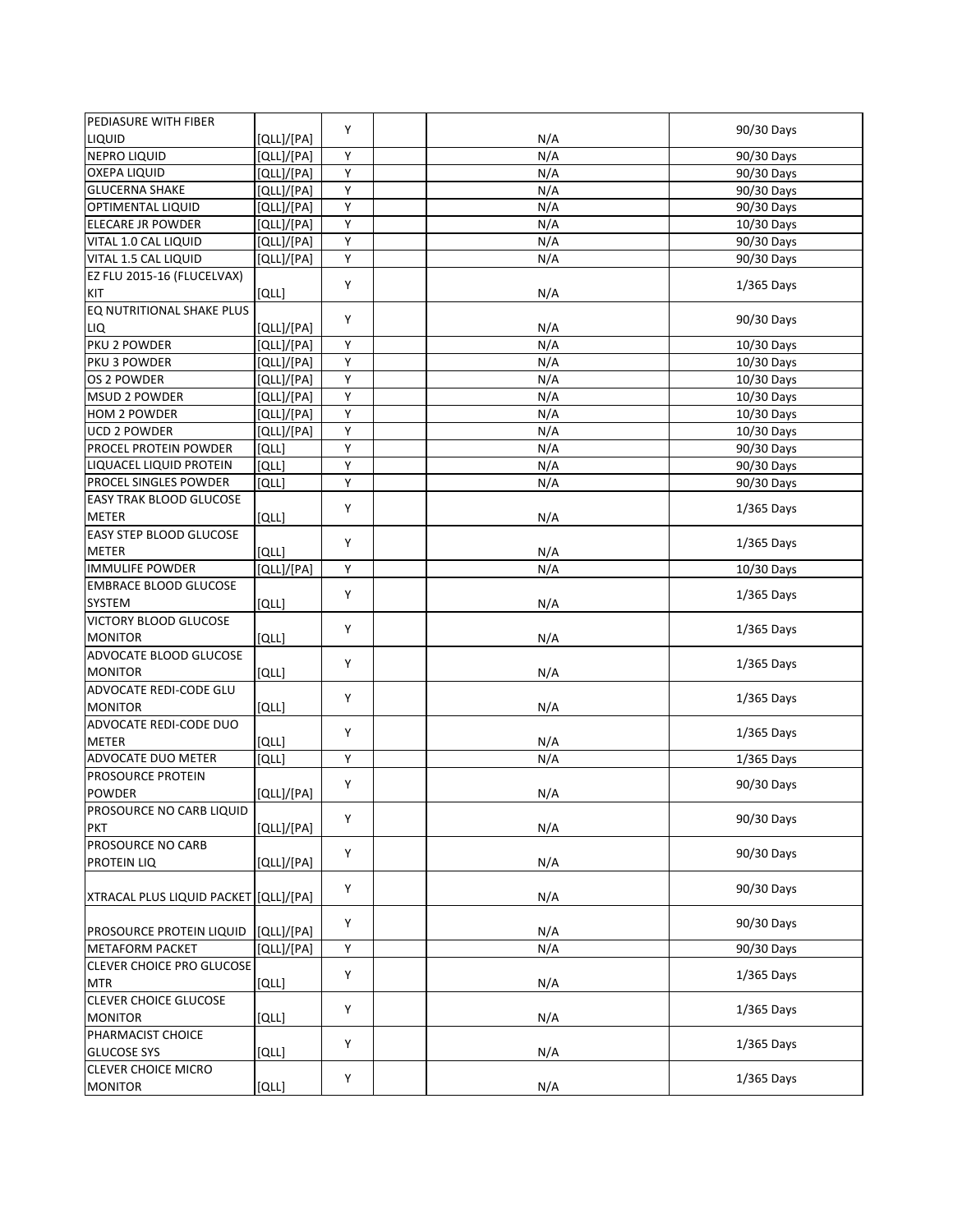| | | | | | |
|---|---|---|---|---|---|
| PEDIASURE WITH FIBER LIQUID | [QLL]/[PA] | Y | | N/A | 90/30 Days |
| NEPRO LIQUID | [QLL]/[PA] | Y | | N/A | 90/30 Days |
| OXEPA LIQUID | [QLL]/[PA] | Y | | N/A | 90/30 Days |
| GLUCERNA SHAKE | [QLL]/[PA] | Y | | N/A | 90/30 Days |
| OPTIMENTAL LIQUID | [QLL]/[PA] | Y | | N/A | 90/30 Days |
| ELECARE JR POWDER | [QLL]/[PA] | Y | | N/A | 10/30 Days |
| VITAL 1.0 CAL LIQUID | [QLL]/[PA] | Y | | N/A | 90/30 Days |
| VITAL 1.5 CAL LIQUID | [QLL]/[PA] | Y | | N/A | 90/30 Days |
| EZ FLU 2015-16 (FLUCELVAX) KIT | [QLL] | Y | | N/A | 1/365 Days |
| EQ NUTRITIONAL SHAKE PLUS LIQ | [QLL]/[PA] | Y | | N/A | 90/30 Days |
| PKU 2 POWDER | [QLL]/[PA] | Y | | N/A | 10/30 Days |
| PKU 3 POWDER | [QLL]/[PA] | Y | | N/A | 10/30 Days |
| OS 2 POWDER | [QLL]/[PA] | Y | | N/A | 10/30 Days |
| MSUD 2 POWDER | [QLL]/[PA] | Y | | N/A | 10/30 Days |
| HOM 2 POWDER | [QLL]/[PA] | Y | | N/A | 10/30 Days |
| UCD 2 POWDER | [QLL]/[PA] | Y | | N/A | 10/30 Days |
| PROCEL PROTEIN POWDER | [QLL] | Y | | N/A | 90/30 Days |
| LIQUACEL LIQUID PROTEIN | [QLL] | Y | | N/A | 90/30 Days |
| PROCEL SINGLES POWDER | [QLL] | Y | | N/A | 90/30 Days |
| EASY TRAK BLOOD GLUCOSE METER | [QLL] | Y | | N/A | 1/365 Days |
| EASY STEP BLOOD GLUCOSE METER | [QLL] | Y | | N/A | 1/365 Days |
| IMMULIFE POWDER | [QLL]/[PA] | Y | | N/A | 10/30 Days |
| EMBRACE BLOOD GLUCOSE SYSTEM | [QLL] | Y | | N/A | 1/365 Days |
| VICTORY BLOOD GLUCOSE MONITOR | [QLL] | Y | | N/A | 1/365 Days |
| ADVOCATE BLOOD GLUCOSE MONITOR | [QLL] | Y | | N/A | 1/365 Days |
| ADVOCATE REDI-CODE GLU MONITOR | [QLL] | Y | | N/A | 1/365 Days |
| ADVOCATE REDI-CODE DUO METER | [QLL] | Y | | N/A | 1/365 Days |
| ADVOCATE DUO METER | [QLL] | Y | | N/A | 1/365 Days |
| PROSOURCE PROTEIN POWDER | [QLL]/[PA] | Y | | N/A | 90/30 Days |
| PROSOURCE NO CARB LIQUID PKT | [QLL]/[PA] | Y | | N/A | 90/30 Days |
| PROSOURCE NO CARB PROTEIN LIQ | [QLL]/[PA] | Y | | N/A | 90/30 Days |
| XTRACAL PLUS LIQUID PACKET | [QLL]/[PA] | Y | | N/A | 90/30 Days |
| PROSOURCE PROTEIN LIQUID | [QLL]/[PA] | Y | | N/A | 90/30 Days |
| METAFORM PACKET | [QLL]/[PA] | Y | | N/A | 90/30 Days |
| CLEVER CHOICE PRO GLUCOSE MTR | [QLL] | Y | | N/A | 1/365 Days |
| CLEVER CHOICE GLUCOSE MONITOR | [QLL] | Y | | N/A | 1/365 Days |
| PHARMACIST CHOICE GLUCOSE SYS | [QLL] | Y | | N/A | 1/365 Days |
| CLEVER CHOICE MICRO MONITOR | [QLL] | Y | | N/A | 1/365 Days |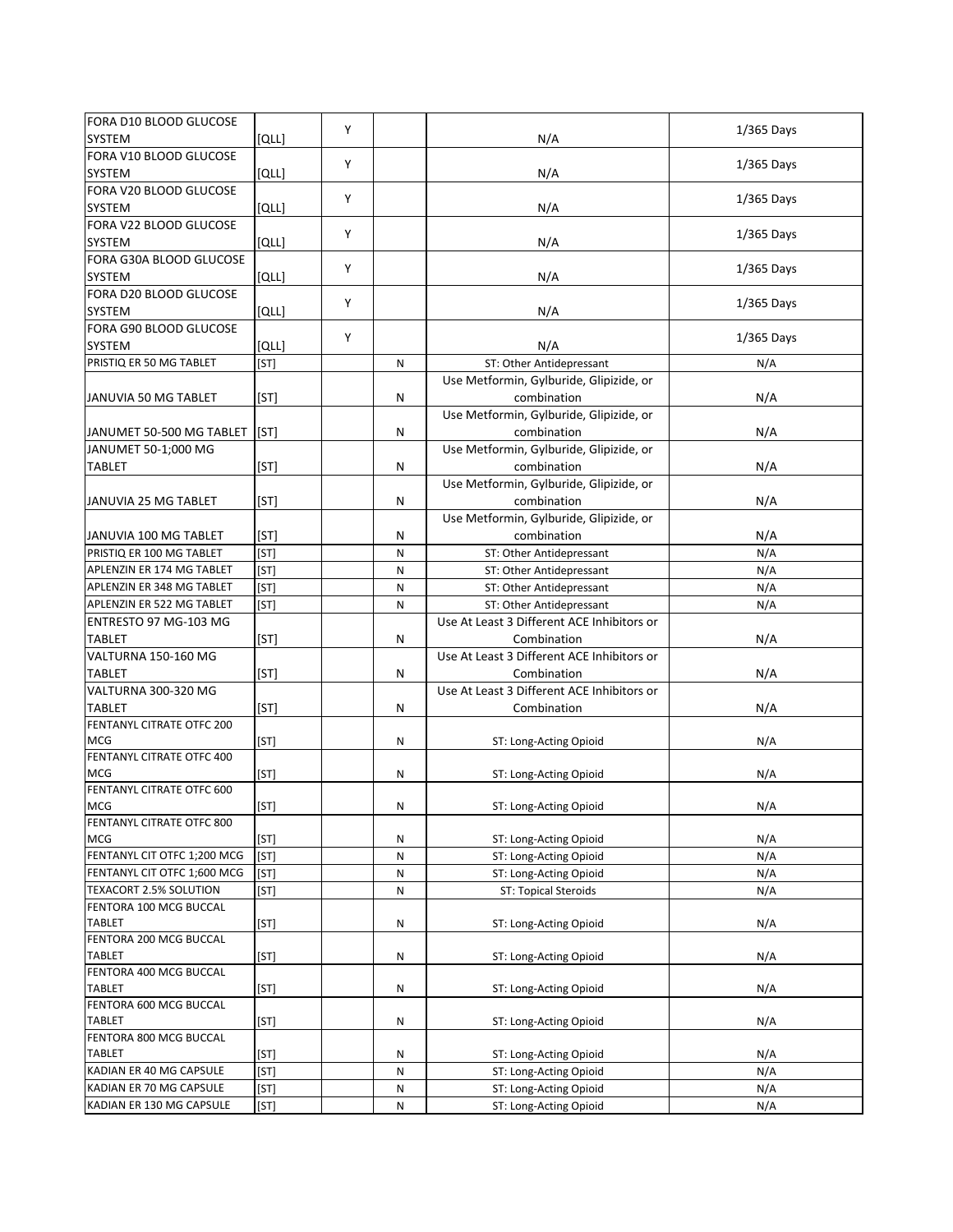| | | | | | |
|---|---|---|---|---|---|
| FORA D10 BLOOD GLUCOSE SYSTEM | [QLL] | Y | | N/A | 1/365 Days |
| FORA V10 BLOOD GLUCOSE SYSTEM | [QLL] | Y | | N/A | 1/365 Days |
| FORA V20 BLOOD GLUCOSE SYSTEM | [QLL] | Y | | N/A | 1/365 Days |
| FORA V22 BLOOD GLUCOSE SYSTEM | [QLL] | Y | | N/A | 1/365 Days |
| FORA G30A BLOOD GLUCOSE SYSTEM | [QLL] | Y | | N/A | 1/365 Days |
| FORA D20 BLOOD GLUCOSE SYSTEM | [QLL] | Y | | N/A | 1/365 Days |
| FORA G90 BLOOD GLUCOSE SYSTEM | [QLL] | Y | | N/A | 1/365 Days |
| PRISTIQ ER 50 MG TABLET | [ST] | | N | ST: Other Antidepressant | N/A |
| JANUVIA 50 MG TABLET | [ST] | | N | Use Metformin, Gylburide, Glipizide, or combination | N/A |
| JANUMET 50-500 MG TABLET | [ST] | | N | Use Metformin, Gylburide, Glipizide, or combination | N/A |
| JANUMET 50-1;000 MG TABLET | [ST] | | N | Use Metformin, Gylburide, Glipizide, or combination | N/A |
| JANUVIA 25 MG TABLET | [ST] | | N | Use Metformin, Gylburide, Glipizide, or combination | N/A |
| JANUVIA 100 MG TABLET | [ST] | | N | Use Metformin, Gylburide, Glipizide, or combination | N/A |
| PRISTIQ ER 100 MG TABLET | [ST] | | N | ST: Other Antidepressant | N/A |
| APLENZIN ER 174 MG TABLET | [ST] | | N | ST: Other Antidepressant | N/A |
| APLENZIN ER 348 MG TABLET | [ST] | | N | ST: Other Antidepressant | N/A |
| APLENZIN ER 522 MG TABLET | [ST] | | N | ST: Other Antidepressant | N/A |
| ENTRESTO 97 MG-103 MG TABLET | [ST] | | N | Use At Least 3 Different ACE Inhibitors or Combination | N/A |
| VALTURNA 150-160 MG TABLET | [ST] | | N | Use At Least 3 Different ACE Inhibitors or Combination | N/A |
| VALTURNA 300-320 MG TABLET | [ST] | | N | Use At Least 3 Different ACE Inhibitors or Combination | N/A |
| FENTANYL CITRATE OTFC 200 MCG | [ST] | | N | ST: Long-Acting Opioid | N/A |
| FENTANYL CITRATE OTFC 400 MCG | [ST] | | N | ST: Long-Acting Opioid | N/A |
| FENTANYL CITRATE OTFC 600 MCG | [ST] | | N | ST: Long-Acting Opioid | N/A |
| FENTANYL CITRATE OTFC 800 MCG | [ST] | | N | ST: Long-Acting Opioid | N/A |
| FENTANYL CIT OTFC 1;200 MCG | [ST] | | N | ST: Long-Acting Opioid | N/A |
| FENTANYL CIT OTFC 1;600 MCG | [ST] | | N | ST: Long-Acting Opioid | N/A |
| TEXACORT 2.5% SOLUTION | [ST] | | N | ST: Topical Steroids | N/A |
| FENTORA 100 MCG BUCCAL TABLET | [ST] | | N | ST: Long-Acting Opioid | N/A |
| FENTORA 200 MCG BUCCAL TABLET | [ST] | | N | ST: Long-Acting Opioid | N/A |
| FENTORA 400 MCG BUCCAL TABLET | [ST] | | N | ST: Long-Acting Opioid | N/A |
| FENTORA 600 MCG BUCCAL TABLET | [ST] | | N | ST: Long-Acting Opioid | N/A |
| FENTORA 800 MCG BUCCAL TABLET | [ST] | | N | ST: Long-Acting Opioid | N/A |
| KADIAN ER 40 MG CAPSULE | [ST] | | N | ST: Long-Acting Opioid | N/A |
| KADIAN ER 70 MG CAPSULE | [ST] | | N | ST: Long-Acting Opioid | N/A |
| KADIAN ER 130 MG CAPSULE | [ST] | | N | ST: Long-Acting Opioid | N/A |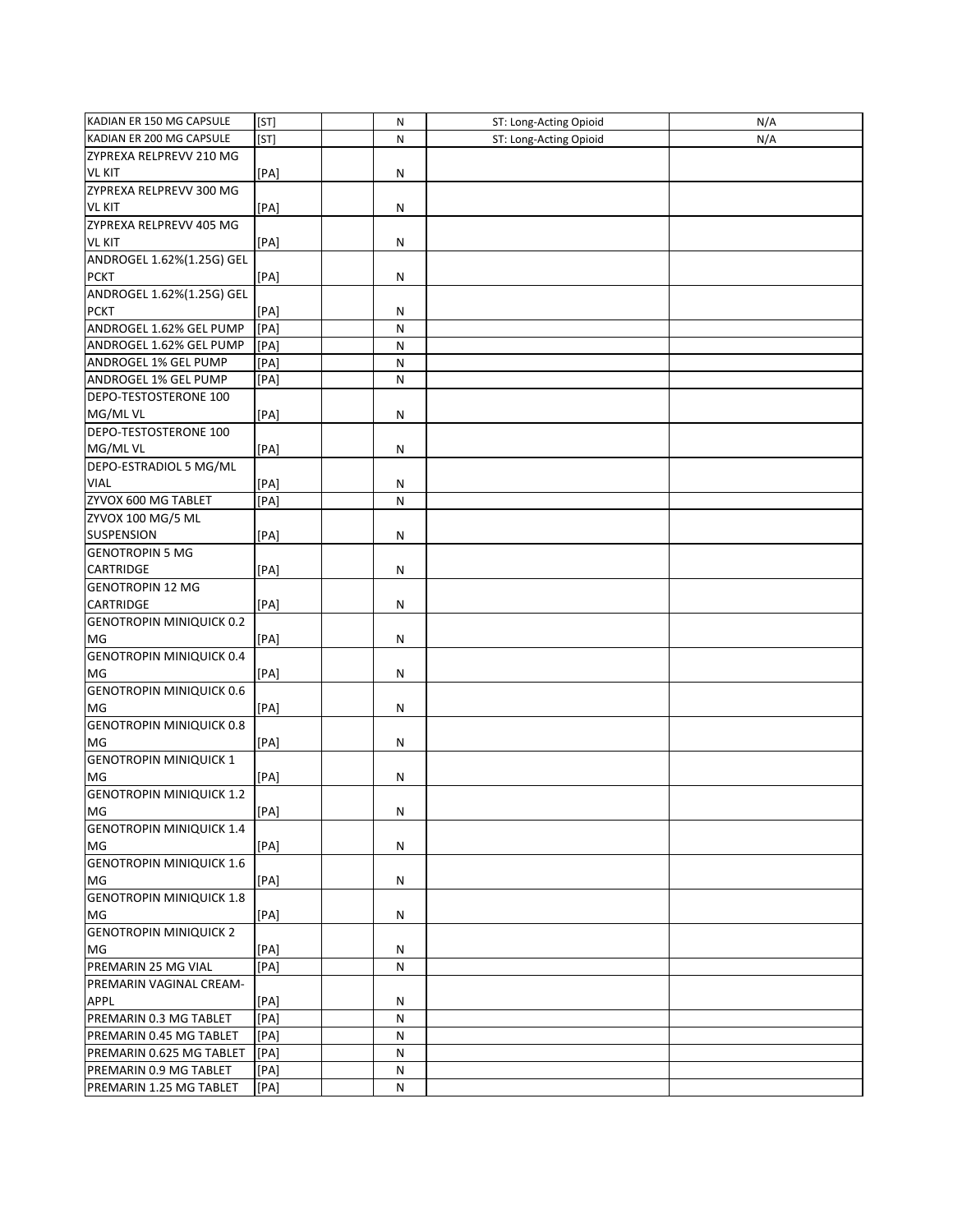| | | | | | |
|---|---|---|---|---|---|
| KADIAN ER 150 MG CAPSULE | [ST] | | N | ST: Long-Acting Opioid | N/A |
| KADIAN ER 200 MG CAPSULE | [ST] | | N | ST: Long-Acting Opioid | N/A |
| ZYPREXA RELPREVV 210 MG VL KIT | [PA] | | N | | |
| ZYPREXA RELPREVV 300 MG VL KIT | [PA] | | N | | |
| ZYPREXA RELPREVV 405 MG VL KIT | [PA] | | N | | |
| ANDROGEL 1.62%(1.25G) GEL PCKT | [PA] | | N | | |
| ANDROGEL 1.62%(1.25G) GEL PCKT | [PA] | | N | | |
| ANDROGEL 1.62% GEL PUMP | [PA] | | N | | |
| ANDROGEL 1.62% GEL PUMP | [PA] | | N | | |
| ANDROGEL 1% GEL PUMP | [PA] | | N | | |
| ANDROGEL 1% GEL PUMP | [PA] | | N | | |
| DEPO-TESTOSTERONE 100 MG/ML VL | [PA] | | N | | |
| DEPO-TESTOSTERONE 100 MG/ML VL | [PA] | | N | | |
| DEPO-ESTRADIOL 5 MG/ML VIAL | [PA] | | N | | |
| ZYVOX 600 MG TABLET | [PA] | | N | | |
| ZYVOX 100 MG/5 ML SUSPENSION | [PA] | | N | | |
| GENOTROPIN 5 MG CARTRIDGE | [PA] | | N | | |
| GENOTROPIN 12 MG CARTRIDGE | [PA] | | N | | |
| GENOTROPIN MINIQUICK 0.2 MG | [PA] | | N | | |
| GENOTROPIN MINIQUICK 0.4 MG | [PA] | | N | | |
| GENOTROPIN MINIQUICK 0.6 MG | [PA] | | N | | |
| GENOTROPIN MINIQUICK 0.8 MG | [PA] | | N | | |
| GENOTROPIN MINIQUICK 1 MG | [PA] | | N | | |
| GENOTROPIN MINIQUICK 1.2 MG | [PA] | | N | | |
| GENOTROPIN MINIQUICK 1.4 MG | [PA] | | N | | |
| GENOTROPIN MINIQUICK 1.6 MG | [PA] | | N | | |
| GENOTROPIN MINIQUICK 1.8 MG | [PA] | | N | | |
| GENOTROPIN MINIQUICK 2 MG | [PA] | | N | | |
| PREMARIN 25 MG VIAL | [PA] | | N | | |
| PREMARIN VAGINAL CREAM-APPL | [PA] | | N | | |
| PREMARIN 0.3 MG TABLET | [PA] | | N | | |
| PREMARIN 0.45 MG TABLET | [PA] | | N | | |
| PREMARIN 0.625 MG TABLET | [PA] | | N | | |
| PREMARIN 0.9 MG TABLET | [PA] | | N | | |
| PREMARIN 1.25 MG TABLET | [PA] | | N | | |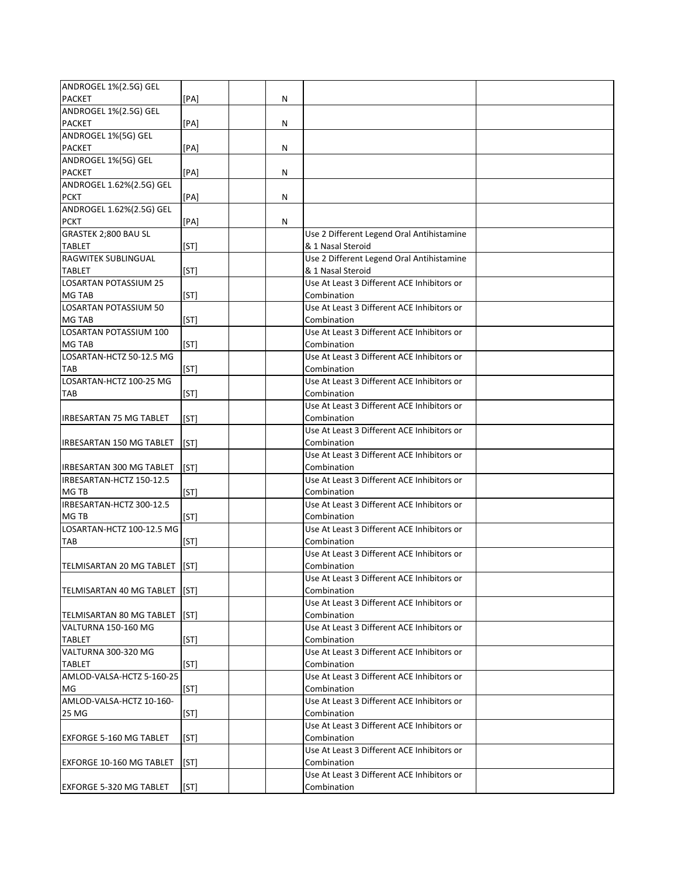| | | | | | |
|---|---|---|---|---|---|
| ANDROGEL 1%(2.5G) GEL PACKET | [PA] | | N | | |
| ANDROGEL 1%(2.5G) GEL PACKET | [PA] | | N | | |
| ANDROGEL 1%(5G) GEL PACKET | [PA] | | N | | |
| ANDROGEL 1%(5G) GEL PACKET | [PA] | | N | | |
| ANDROGEL 1.62%(2.5G) GEL PCKT | [PA] | | N | | |
| ANDROGEL 1.62%(2.5G) GEL PCKT | [PA] | | N | | |
| GRASTEK 2;800 BAU SL TABLET | [ST] | | | Use 2 Different Legend Oral Antihistamine & 1 Nasal Steroid | |
| RAGWITEK SUBLINGUAL TABLET | [ST] | | | Use 2 Different Legend Oral Antihistamine & 1 Nasal Steroid | |
| LOSARTAN POTASSIUM 25 MG TAB | [ST] | | | Use At Least 3 Different ACE Inhibitors or Combination | |
| LOSARTAN POTASSIUM 50 MG TAB | [ST] | | | Use At Least 3 Different ACE Inhibitors or Combination | |
| LOSARTAN POTASSIUM 100 MG TAB | [ST] | | | Use At Least 3 Different ACE Inhibitors or Combination | |
| LOSARTAN-HCTZ 50-12.5 MG TAB | [ST] | | | Use At Least 3 Different ACE Inhibitors or Combination | |
| LOSARTAN-HCTZ 100-25 MG TAB | [ST] | | | Use At Least 3 Different ACE Inhibitors or Combination | |
| IRBESARTAN 75 MG TABLET | [ST] | | | Use At Least 3 Different ACE Inhibitors or Combination | |
| IRBESARTAN 150 MG TABLET | [ST] | | | Use At Least 3 Different ACE Inhibitors or Combination | |
| IRBESARTAN 300 MG TABLET | [ST] | | | Use At Least 3 Different ACE Inhibitors or Combination | |
| IRBESARTAN-HCTZ 150-12.5 MG TB | [ST] | | | Use At Least 3 Different ACE Inhibitors or Combination | |
| IRBESARTAN-HCTZ 300-12.5 MG TB | [ST] | | | Use At Least 3 Different ACE Inhibitors or Combination | |
| LOSARTAN-HCTZ 100-12.5 MG TAB | [ST] | | | Use At Least 3 Different ACE Inhibitors or Combination | |
| TELMISARTAN 20 MG TABLET | [ST] | | | Use At Least 3 Different ACE Inhibitors or Combination | |
| TELMISARTAN 40 MG TABLET | [ST] | | | Use At Least 3 Different ACE Inhibitors or Combination | |
| TELMISARTAN 80 MG TABLET | [ST] | | | Use At Least 3 Different ACE Inhibitors or Combination | |
| VALTURNA 150-160 MG TABLET | [ST] | | | Use At Least 3 Different ACE Inhibitors or Combination | |
| VALTURNA 300-320 MG TABLET | [ST] | | | Use At Least 3 Different ACE Inhibitors or Combination | |
| AMLOD-VALSA-HCTZ 5-160-25 MG | [ST] | | | Use At Least 3 Different ACE Inhibitors or Combination | |
| AMLOD-VALSA-HCTZ 10-160-25 MG | [ST] | | | Use At Least 3 Different ACE Inhibitors or Combination | |
| EXFORGE 5-160 MG TABLET | [ST] | | | Use At Least 3 Different ACE Inhibitors or Combination | |
| EXFORGE 10-160 MG TABLET | [ST] | | | Use At Least 3 Different ACE Inhibitors or Combination | |
| EXFORGE 5-320 MG TABLET | [ST] | | | Use At Least 3 Different ACE Inhibitors or Combination | |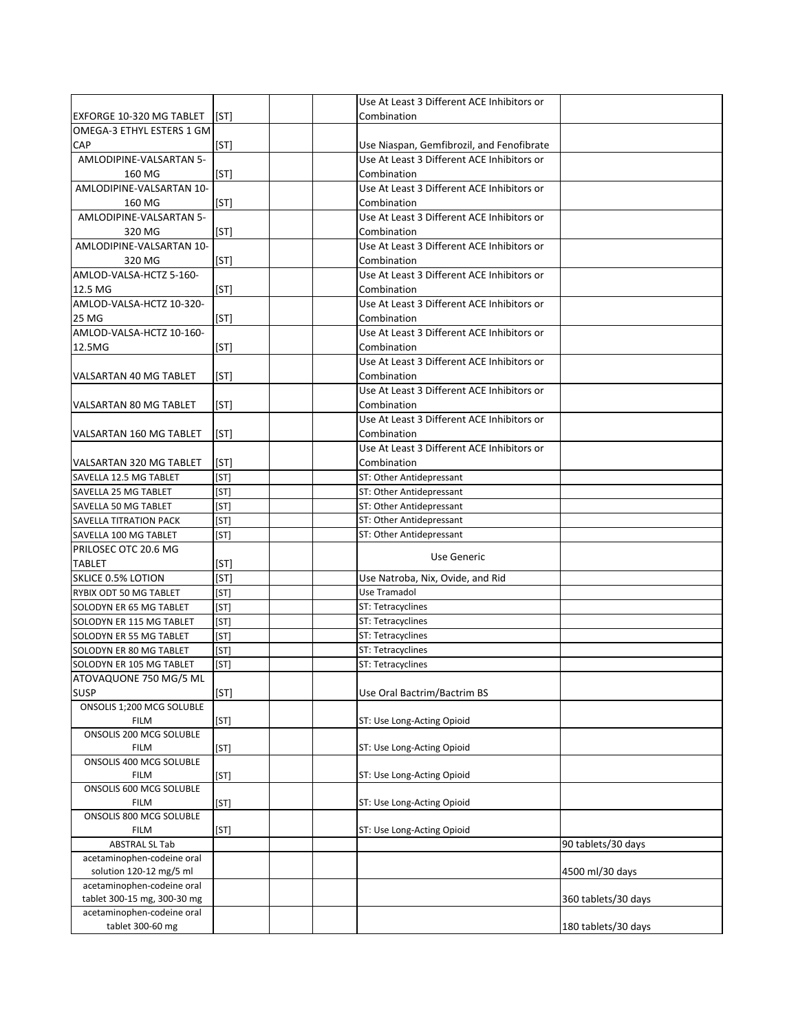| | | | | | |
|---|---|---|---|---|---|
| EXFORGE 10-320 MG TABLET | [ST] | | | Use At Least 3 Different ACE Inhibitors or Combination | |
| OMEGA-3 ETHYL ESTERS 1 GM CAP | [ST] | | | Use Niaspan, Gemfibrozil, and Fenofibrate | |
| AMLODIPINE-VALSARTAN 5-160 MG | [ST] | | | Use At Least 3 Different ACE Inhibitors or Combination | |
| AMLODIPINE-VALSARTAN 10-160 MG | [ST] | | | Use At Least 3 Different ACE Inhibitors or Combination | |
| AMLODIPINE-VALSARTAN 5-320 MG | [ST] | | | Use At Least 3 Different ACE Inhibitors or Combination | |
| AMLODIPINE-VALSARTAN 10-320 MG | [ST] | | | Use At Least 3 Different ACE Inhibitors or Combination | |
| AMLOD-VALSA-HCTZ 5-160-12.5 MG | [ST] | | | Use At Least 3 Different ACE Inhibitors or Combination | |
| AMLOD-VALSA-HCTZ 10-320-25 MG | [ST] | | | Use At Least 3 Different ACE Inhibitors or Combination | |
| AMLOD-VALSA-HCTZ 10-160-12.5MG | [ST] | | | Use At Least 3 Different ACE Inhibitors or Combination | |
| VALSARTAN 40 MG TABLET | [ST] | | | Use At Least 3 Different ACE Inhibitors or Combination | |
| VALSARTAN 80 MG TABLET | [ST] | | | Use At Least 3 Different ACE Inhibitors or Combination | |
| VALSARTAN 160 MG TABLET | [ST] | | | Use At Least 3 Different ACE Inhibitors or Combination | |
| VALSARTAN 320 MG TABLET | [ST] | | | Use At Least 3 Different ACE Inhibitors or Combination | |
| SAVELLA 12.5 MG TABLET | [ST] | | | ST: Other Antidepressant | |
| SAVELLA 25 MG TABLET | [ST] | | | ST: Other Antidepressant | |
| SAVELLA 50 MG TABLET | [ST] | | | ST: Other Antidepressant | |
| SAVELLA TITRATION PACK | [ST] | | | ST: Other Antidepressant | |
| SAVELLA 100 MG TABLET | [ST] | | | ST: Other Antidepressant | |
| PRILOSEC OTC 20.6 MG TABLET | [ST] | | | Use Generic | |
| SKLICE 0.5% LOTION | [ST] | | | Use Natroba, Nix, Ovide, and Rid | |
| RYBIX ODT 50 MG TABLET | [ST] | | | Use Tramadol | |
| SOLODYN ER 65 MG TABLET | [ST] | | | ST: Tetracyclines | |
| SOLODYN ER 115 MG TABLET | [ST] | | | ST: Tetracyclines | |
| SOLODYN ER 55 MG TABLET | [ST] | | | ST: Tetracyclines | |
| SOLODYN ER 80 MG TABLET | [ST] | | | ST: Tetracyclines | |
| SOLODYN ER 105 MG TABLET | [ST] | | | ST: Tetracyclines | |
| ATOVAQUONE 750 MG/5 ML SUSP | [ST] | | | Use Oral Bactrim/Bactrim BS | |
| ONSOLIS 1;200 MCG SOLUBLE FILM | [ST] | | | ST: Use Long-Acting Opioid | |
| ONSOLIS 200 MCG SOLUBLE FILM | [ST] | | | ST: Use Long-Acting Opioid | |
| ONSOLIS 400 MCG SOLUBLE FILM | [ST] | | | ST: Use Long-Acting Opioid | |
| ONSOLIS 600 MCG SOLUBLE FILM | [ST] | | | ST: Use Long-Acting Opioid | |
| ONSOLIS 800 MCG SOLUBLE FILM | [ST] | | | ST: Use Long-Acting Opioid | |
| ABSTRAL SL Tab | | | | | 90 tablets/30 days |
| acetaminophen-codeine oral solution 120-12 mg/5 ml | | | | | 4500 ml/30 days |
| acetaminophen-codeine oral tablet 300-15 mg, 300-30 mg | | | | | 360 tablets/30 days |
| acetaminophen-codeine oral tablet 300-60 mg | | | | | 180 tablets/30 days |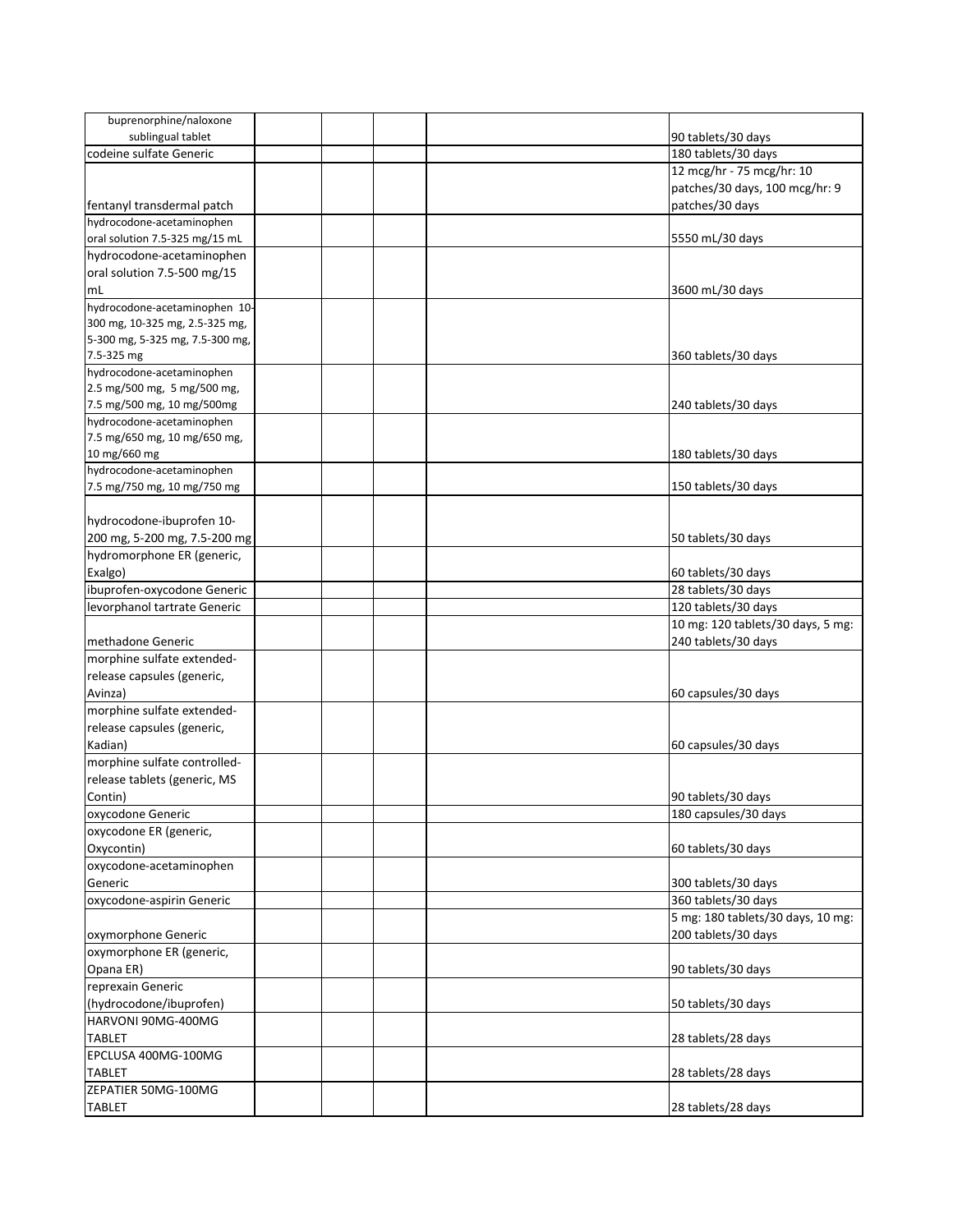| | | | | | |
|---|---|---|---|---|---|
| buprenorphine/naloxone sublingual tablet | | | | | 90 tablets/30 days |
| codeine sulfate Generic | | | | | 180 tablets/30 days |
| fentanyl transdermal patch | | | | | 12 mcg/hr - 75 mcg/hr: 10 patches/30 days, 100 mcg/hr: 9 patches/30 days |
| hydrocodone-acetaminophen oral solution 7.5-325 mg/15 mL | | | | | 5550 mL/30 days |
| hydrocodone-acetaminophen oral solution 7.5-500 mg/15 mL | | | | | 3600 mL/30 days |
| hydrocodone-acetaminophen 10-300 mg, 10-325 mg, 2.5-325 mg, 5-300 mg, 5-325 mg, 7.5-300 mg, 7.5-325 mg | | | | | 360 tablets/30 days |
| hydrocodone-acetaminophen 2.5 mg/500 mg, 5 mg/500 mg, 7.5 mg/500 mg, 10 mg/500mg | | | | | 240 tablets/30 days |
| hydrocodone-acetaminophen 7.5 mg/650 mg, 10 mg/650 mg, 10 mg/660 mg | | | | | 180 tablets/30 days |
| hydrocodone-acetaminophen 7.5 mg/750 mg, 10 mg/750 mg | | | | | 150 tablets/30 days |
| hydrocodone-ibuprofen 10-200 mg, 5-200 mg, 7.5-200 mg | | | | | 50 tablets/30 days |
| hydromorphone ER (generic, Exalgo) | | | | | 60 tablets/30 days |
| ibuprofen-oxycodone Generic | | | | | 28 tablets/30 days |
| levorphanol tartrate Generic | | | | | 120 tablets/30 days |
| methadone Generic | | | | | 10 mg: 120 tablets/30 days, 5 mg: 240 tablets/30 days |
| morphine sulfate extended-release capsules (generic, Avinza) | | | | | 60 capsules/30 days |
| morphine sulfate extended-release capsules (generic, Kadian) | | | | | 60 capsules/30 days |
| morphine sulfate controlled-release tablets (generic, MS Contin) | | | | | 90 tablets/30 days |
| oxycodone Generic | | | | | 180 capsules/30 days |
| oxycodone ER (generic, Oxycontin) | | | | | 60 tablets/30 days |
| oxycodone-acetaminophen Generic | | | | | 300 tablets/30 days |
| oxycodone-aspirin Generic | | | | | 360 tablets/30 days |
| oxymorphone Generic | | | | | 5 mg: 180 tablets/30 days, 10 mg: 200 tablets/30 days |
| oxymorphone ER (generic, Opana ER) | | | | | 90 tablets/30 days |
| reprexain Generic (hydrocodone/ibuprofen) | | | | | 50 tablets/30 days |
| HARVONI 90MG-400MG TABLET | | | | | 28 tablets/28 days |
| EPCLUSA 400MG-100MG TABLET | | | | | 28 tablets/28 days |
| ZEPATIER 50MG-100MG TABLET | | | | | 28 tablets/28 days |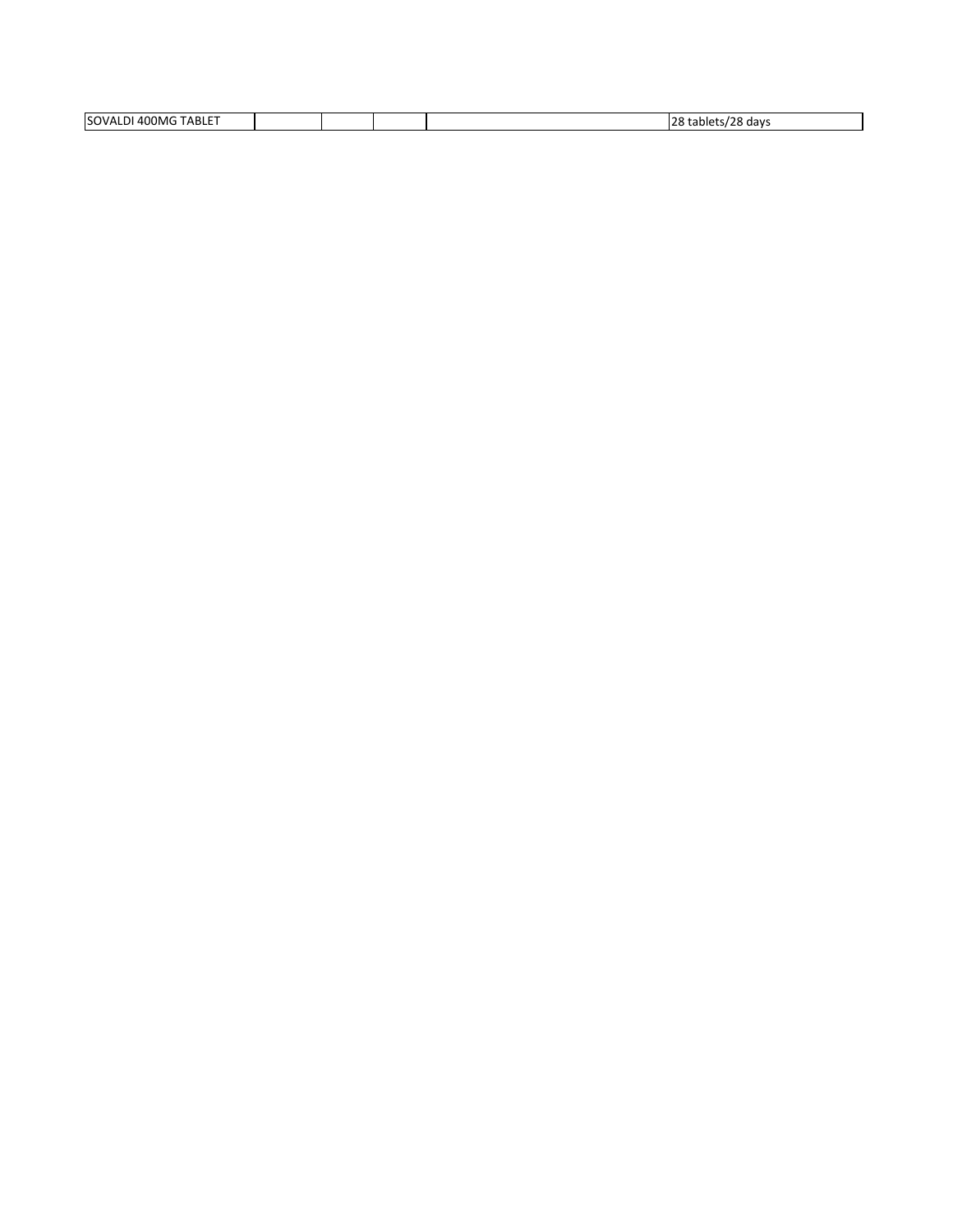| | | | | | |
|---|---|---|---|---|---|
| SOVALDI 400MG TABLET | | | | | 28 tablets/28 days |